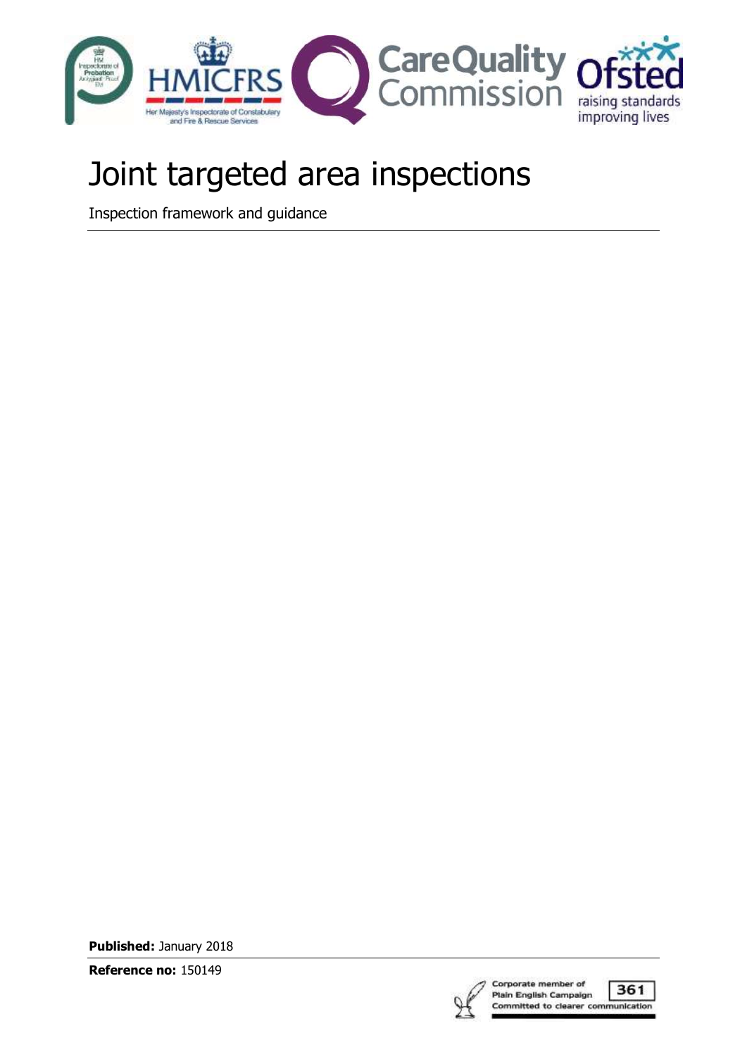# Joint targeted area inspections

Inspection framework and guidance

**Published:** January 2018

**Reference no:** 150149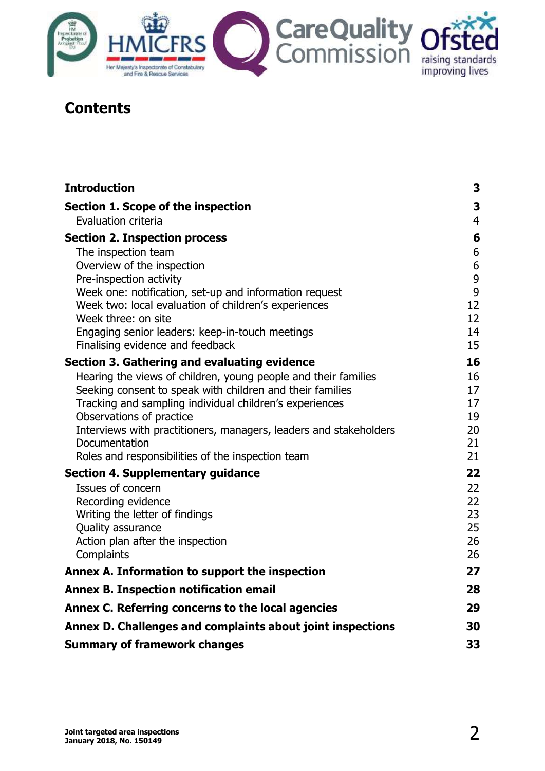# Contents

| | |
|---|---|
| **Introduction** | **3** |
| **Section 1. Scope of the inspection** | **3** |
| Evaluation criteria | 4 |
| **Section 2. Inspection process** | **6** |
| The inspection team | 6 |
| Overview of the inspection | 6 |
| Pre-inspection activity | 9 |
| Week one: notification, set-up and information request | 9 |
| Week two: local evaluation of children's experiences | 12 |
| Week three: on site | 12 |
| Engaging senior leaders: keep-in-touch meetings | 14 |
| Finalising evidence and feedback | 15 |
| **Section 3. Gathering and evaluating evidence** | **16** |
| Hearing the views of children, young people and their families | 16 |
| Seeking consent to speak with children and their families | 17 |
| Tracking and sampling individual children's experiences | 17 |
| Observations of practice | 19 |
| Interviews with practitioners, managers, leaders and stakeholders | 20 |
| Documentation | 21 |
| Roles and responsibilities of the inspection team | 21 |
| **Section 4. Supplementary guidance** | **22** |
| Issues of concern | 22 |
| Recording evidence | 22 |
| Writing the letter of findings | 23 |
| Quality assurance | 25 |
| Action plan after the inspection | 26 |
| Complaints | 26 |
| **Annex A. Information to support the inspection** | **27** |
| **Annex B. Inspection notification email** | **28** |
| **Annex C. Referring concerns to the local agencies** | **29** |
| **Annex D. Challenges and complaints about joint inspections** | **30** |
| **Summary of framework changes** | **33** |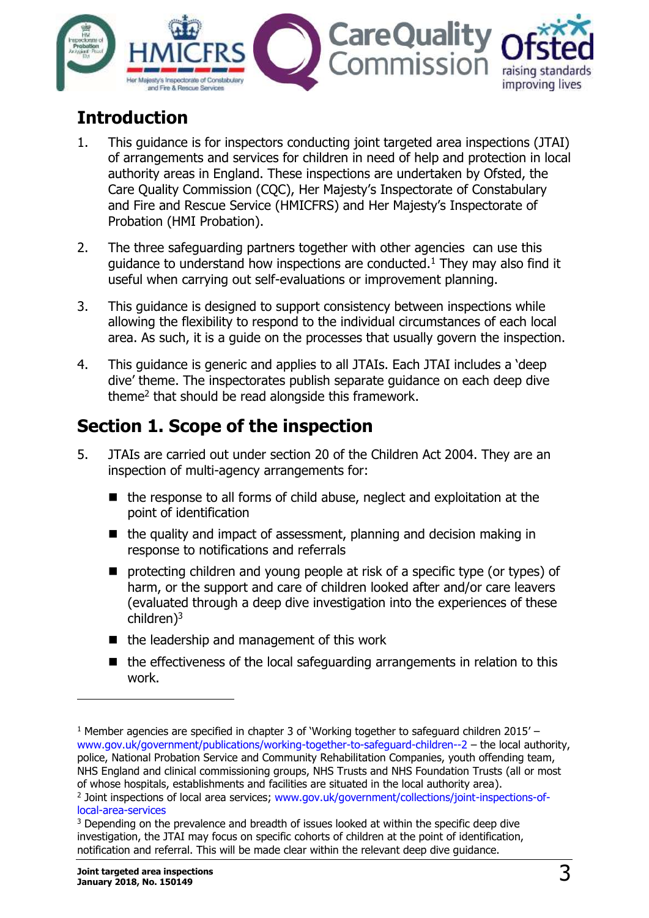## Introduction

1. This guidance is for inspectors conducting joint targeted area inspections (JTAI) of arrangements and services for children in need of help and protection in local authority areas in England. These inspections are undertaken by Ofsted, the Care Quality Commission (CQC), Her Majesty's Inspectorate of Constabulary and Fire and Rescue Service (HMICFRS) and Her Majesty's Inspectorate of Probation (HMI Probation).

2. The three safeguarding partners together with other agencies can use this guidance to understand how inspections are conducted.[1] They may also find it useful when carrying out self-evaluations or improvement planning.

3. This guidance is designed to support consistency between inspections while allowing the flexibility to respond to the individual circumstances of each local area. As such, it is a guide on the processes that usually govern the inspection.

4. This guidance is generic and applies to all JTAIs. Each JTAI includes a 'deep dive' theme. The inspectorates publish separate guidance on each deep dive theme[2] that should be read alongside this framework.

## Section 1. Scope of the inspection

5. JTAIs are carried out under section 20 of the Children Act 2004. They are an inspection of multi-agency arrangements for:

   - the response to all forms of child abuse, neglect and exploitation at the point of identification
   - the quality and impact of assessment, planning and decision making in response to notifications and referrals
   - protecting children and young people at risk of a specific type (or types) of harm, or the support and care of children looked after and/or care leavers (evaluated through a deep dive investigation into the experiences of these children)[3]
   - the leadership and management of this work
   - the effectiveness of the local safeguarding arrangements in relation to this work.

---

[1] Member agencies are specified in chapter 3 of 'Working together to safeguard children 2015' – www.gov.uk/government/publications/working-together-to-safeguard-children--2 – the local authority, police, National Probation Service and Community Rehabilitation Companies, youth offending team, NHS England and clinical commissioning groups, NHS Trusts and NHS Foundation Trusts (all or most of whose hospitals, establishments and facilities are situated in the local authority area).

[2] Joint inspections of local area services; www.gov.uk/government/collections/joint-inspections-of-local-area-services

[3] Depending on the prevalence and breadth of issues looked at within the specific deep dive investigation, the JTAI may focus on specific cohorts of children at the point of identification, notification and referral. This will be made clear within the relevant deep dive guidance.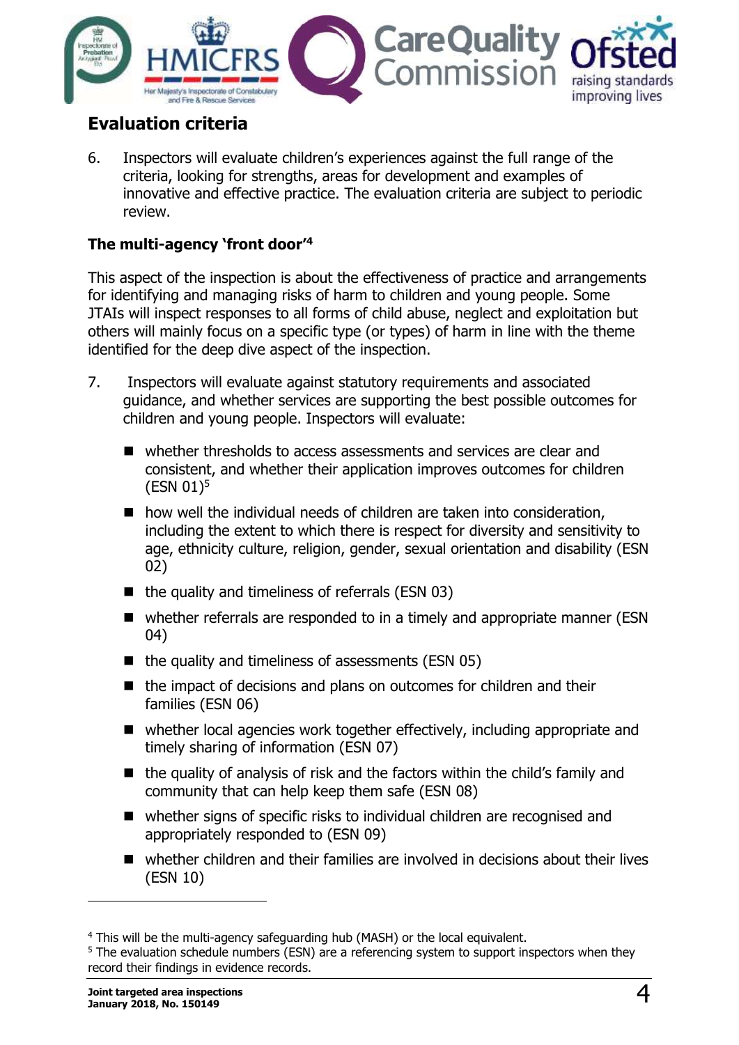## Evaluation criteria

6. Inspectors will evaluate children's experiences against the full range of the criteria, looking for strengths, areas for development and examples of innovative and effective practice. The evaluation criteria are subject to periodic review.

### The multi-agency 'front door'[4]

This aspect of the inspection is about the effectiveness of practice and arrangements for identifying and managing risks of harm to children and young people. Some JTAIs will inspect responses to all forms of child abuse, neglect and exploitation but others will mainly focus on a specific type (or types) of harm in line with the theme identified for the deep dive aspect of the inspection.

7. Inspectors will evaluate against statutory requirements and associated guidance, and whether services are supporting the best possible outcomes for children and young people. Inspectors will evaluate:

   - whether thresholds to access assessments and services are clear and consistent, and whether their application improves outcomes for children (ESN 01)[5]
   - how well the individual needs of children are taken into consideration, including the extent to which there is respect for diversity and sensitivity to age, ethnicity culture, religion, gender, sexual orientation and disability (ESN 02)
   - the quality and timeliness of referrals (ESN 03)
   - whether referrals are responded to in a timely and appropriate manner (ESN 04)
   - the quality and timeliness of assessments (ESN 05)
   - the impact of decisions and plans on outcomes for children and their families (ESN 06)
   - whether local agencies work together effectively, including appropriate and timely sharing of information (ESN 07)
   - the quality of analysis of risk and the factors within the child's family and community that can help keep them safe (ESN 08)
   - whether signs of specific risks to individual children are recognised and appropriately responded to (ESN 09)
   - whether children and their families are involved in decisions about their lives (ESN 10)

---

[4] This will be the multi-agency safeguarding hub (MASH) or the local equivalent.

[5] The evaluation schedule numbers (ESN) are a referencing system to support inspectors when they record their findings in evidence records.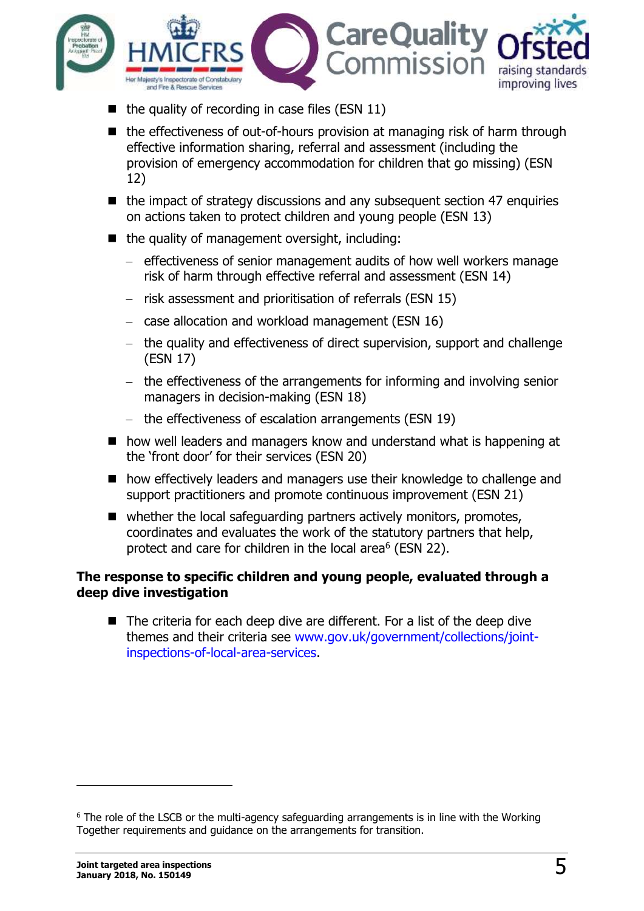- the quality of recording in case files (ESN 11)
- the effectiveness of out-of-hours provision at managing risk of harm through effective information sharing, referral and assessment (including the provision of emergency accommodation for children that go missing) (ESN 12)
- the impact of strategy discussions and any subsequent section 47 enquiries on actions taken to protect children and young people (ESN 13)
- the quality of management oversight, including:
  - effectiveness of senior management audits of how well workers manage risk of harm through effective referral and assessment (ESN 14)
  - risk assessment and prioritisation of referrals (ESN 15)
  - case allocation and workload management (ESN 16)
  - the quality and effectiveness of direct supervision, support and challenge (ESN 17)
  - the effectiveness of the arrangements for informing and involving senior managers in decision-making (ESN 18)
  - the effectiveness of escalation arrangements (ESN 19)
- how well leaders and managers know and understand what is happening at the 'front door' for their services (ESN 20)
- how effectively leaders and managers use their knowledge to challenge and support practitioners and promote continuous improvement (ESN 21)
- whether the local safeguarding partners actively monitors, promotes, coordinates and evaluates the work of the statutory partners that help, protect and care for children in the local area[6] (ESN 22).

**The response to specific children and young people, evaluated through a deep dive investigation**

- The criteria for each deep dive are different. For a list of the deep dive themes and their criteria see www.gov.uk/government/collections/joint-inspections-of-local-area-services.

[6] The role of the LSCB or the multi-agency safeguarding arrangements is in line with the Working Together requirements and guidance on the arrangements for transition.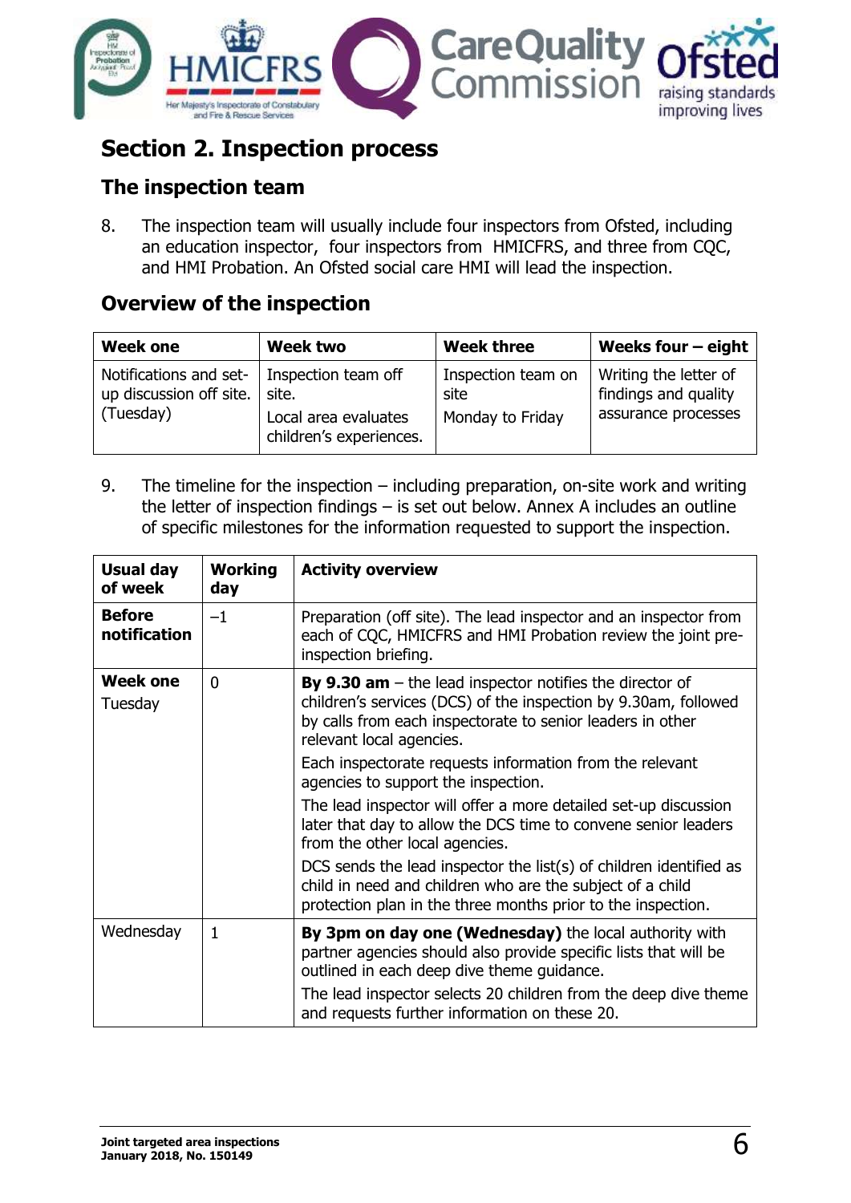## Section 2. Inspection process

### The inspection team

8. The inspection team will usually include four inspectors from Ofsted, including an education inspector, four inspectors from HMICFRS, and three from CQC, and HMI Probation. An Ofsted social care HMI will lead the inspection.

### Overview of the inspection

| Week one | Week two | Week three | Weeks four – eight |
|---|---|---|---|
| Notifications and set-up discussion off site. (Tuesday) | Inspection team off site.<br>Local area evaluates children's experiences. | Inspection team on site<br>Monday to Friday | Writing the letter of findings and quality assurance processes |

9. The timeline for the inspection – including preparation, on-site work and writing the letter of inspection findings – is set out below. Annex A includes an outline of specific milestones for the information requested to support the inspection.

| Usual day of week | Working day | Activity overview |
|---|---|---|
| **Before notification** | −1 | Preparation (off site). The lead inspector and an inspector from each of CQC, HMICFRS and HMI Probation review the joint pre-inspection briefing. |
| **Week one**<br>Tuesday | 0 | **By 9.30 am** – the lead inspector notifies the director of children's services (DCS) of the inspection by 9.30am, followed by calls from each inspectorate to senior leaders in other relevant local agencies.<br>Each inspectorate requests information from the relevant agencies to support the inspection.<br>The lead inspector will offer a more detailed set-up discussion later that day to allow the DCS time to convene senior leaders from the other local agencies.<br>DCS sends the lead inspector the list(s) of children identified as child in need and children who are the subject of a child protection plan in the three months prior to the inspection. |
| Wednesday | 1 | **By 3pm on day one (Wednesday)** the local authority with partner agencies should also provide specific lists that will be outlined in each deep dive theme guidance.<br>The lead inspector selects 20 children from the deep dive theme and requests further information on these 20. |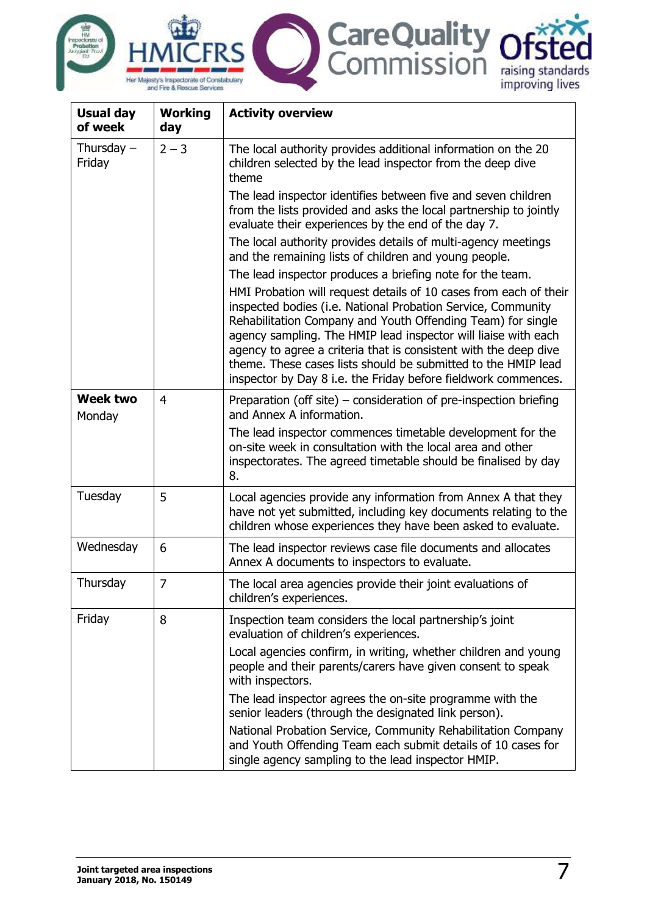| Usual day of week | Working day | Activity overview |
|---|---|---|
| Thursday – Friday | 2 – 3 | The local authority provides additional information on the 20 children selected by the lead inspector from the deep dive theme<br><br>The lead inspector identifies between five and seven children from the lists provided and asks the local partnership to jointly evaluate their experiences by the end of the day 7.<br><br>The local authority provides details of multi-agency meetings and the remaining lists of children and young people.<br><br>The lead inspector produces a briefing note for the team.<br><br>HMI Probation will request details of 10 cases from each of their inspected bodies (i.e. National Probation Service, Community Rehabilitation Company and Youth Offending Team) for single agency sampling. The HMIP lead inspector will liaise with each agency to agree a criteria that is consistent with the deep dive theme. These cases lists should be submitted to the HMIP lead inspector by Day 8 i.e. the Friday before fieldwork commences. |
| **Week two** Monday | 4 | Preparation (off site) – consideration of pre-inspection briefing and Annex A information.<br><br>The lead inspector commences timetable development for the on-site week in consultation with the local area and other inspectorates. The agreed timetable should be finalised by day 8. |
| Tuesday | 5 | Local agencies provide any information from Annex A that they have not yet submitted, including key documents relating to the children whose experiences they have been asked to evaluate. |
| Wednesday | 6 | The lead inspector reviews case file documents and allocates Annex A documents to inspectors to evaluate. |
| Thursday | 7 | The local area agencies provide their joint evaluations of children's experiences. |
| Friday | 8 | Inspection team considers the local partnership's joint evaluation of children's experiences.<br><br>Local agencies confirm, in writing, whether children and young people and their parents/carers have given consent to speak with inspectors.<br><br>The lead inspector agrees the on-site programme with the senior leaders (through the designated link person).<br><br>National Probation Service, Community Rehabilitation Company and Youth Offending Team each submit details of 10 cases for single agency sampling to the lead inspector HMIP. |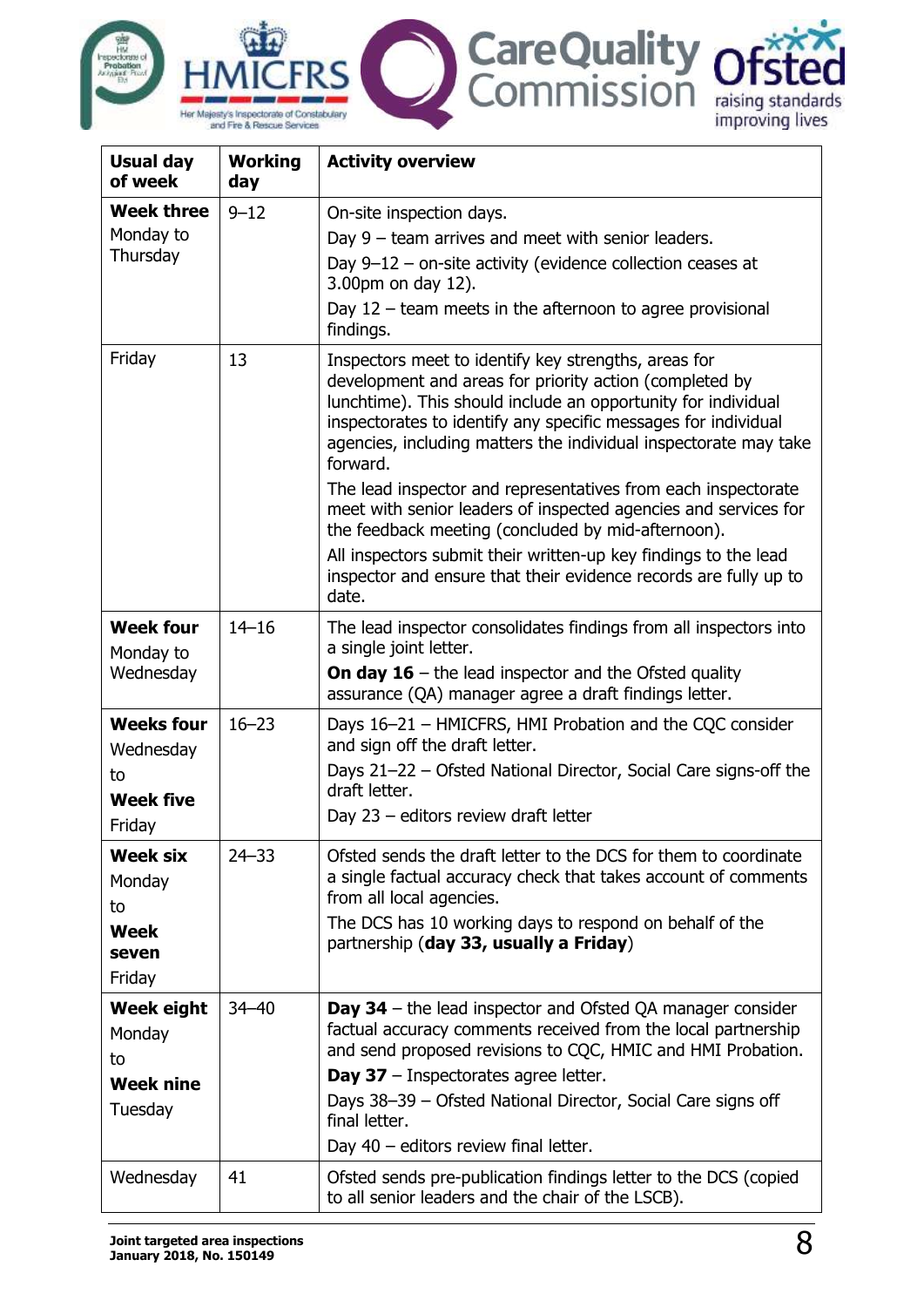| Usual day of week | Working day | Activity overview |
|---|---|---|
| **Week three** Monday to Thursday | 9–12 | On-site inspection days.<br>Day 9 – team arrives and meet with senior leaders.<br>Day 9–12 – on-site activity (evidence collection ceases at 3.00pm on day 12).<br>Day 12 – team meets in the afternoon to agree provisional findings. |
| Friday | 13 | Inspectors meet to identify key strengths, areas for development and areas for priority action (completed by lunchtime). This should include an opportunity for individual inspectorates to identify any specific messages for individual agencies, including matters the individual inspectorate may take forward.<br>The lead inspector and representatives from each inspectorate meet with senior leaders of inspected agencies and services for the feedback meeting (concluded by mid-afternoon).<br>All inspectors submit their written-up key findings to the lead inspector and ensure that their evidence records are fully up to date. |
| **Week four** Monday to Wednesday | 14–16 | The lead inspector consolidates findings from all inspectors into a single joint letter.<br>**On day 16** – the lead inspector and the Ofsted quality assurance (QA) manager agree a draft findings letter. |
| **Weeks four** Wednesday to **Week five** Friday | 16–23 | Days 16–21 – HMICFRS, HMI Probation and the CQC consider and sign off the draft letter.<br>Days 21–22 – Ofsted National Director, Social Care signs-off the draft letter.<br>Day 23 – editors review draft letter |
| **Week six** Monday to **Week seven** Friday | 24–33 | Ofsted sends the draft letter to the DCS for them to coordinate a single factual accuracy check that takes account of comments from all local agencies.<br>The DCS has 10 working days to respond on behalf of the partnership (**day 33, usually a Friday**) |
| **Week eight** Monday to **Week nine** Tuesday | 34–40 | **Day 34** – the lead inspector and Ofsted QA manager consider factual accuracy comments received from the local partnership and send proposed revisions to CQC, HMIC and HMI Probation.<br>**Day 37** – Inspectorates agree letter.<br>Days 38–39 – Ofsted National Director, Social Care signs off final letter.<br>Day 40 – editors review final letter. |
| Wednesday | 41 | Ofsted sends pre-publication findings letter to the DCS (copied to all senior leaders and the chair of the LSCB). |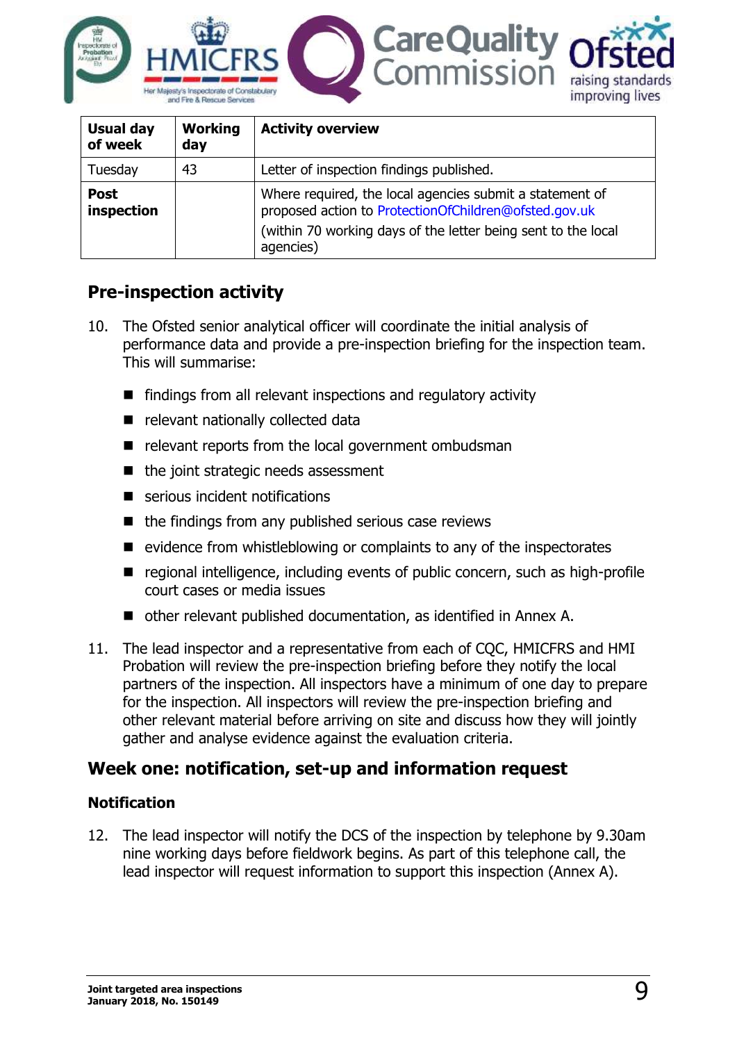| Usual day of week | Working day | Activity overview |
| --- | --- | --- |
| Tuesday | 43 | Letter of inspection findings published. |
| **Post inspection** | | Where required, the local agencies submit a statement of proposed action to ProtectionOfChildren@ofsted.gov.uk<br>(within 70 working days of the letter being sent to the local agencies) |

## Pre-inspection activity

10. The Ofsted senior analytical officer will coordinate the initial analysis of performance data and provide a pre-inspection briefing for the inspection team. This will summarise:

    - findings from all relevant inspections and regulatory activity
    - relevant nationally collected data
    - relevant reports from the local government ombudsman
    - the joint strategic needs assessment
    - serious incident notifications
    - the findings from any published serious case reviews
    - evidence from whistleblowing or complaints to any of the inspectorates
    - regional intelligence, including events of public concern, such as high-profile court cases or media issues
    - other relevant published documentation, as identified in Annex A.

11. The lead inspector and a representative from each of CQC, HMICFRS and HMI Probation will review the pre-inspection briefing before they notify the local partners of the inspection. All inspectors have a minimum of one day to prepare for the inspection. All inspectors will review the pre-inspection briefing and other relevant material before arriving on site and discuss how they will jointly gather and analyse evidence against the evaluation criteria.

## Week one: notification, set-up and information request

### Notification

12. The lead inspector will notify the DCS of the inspection by telephone by 9.30am nine working days before fieldwork begins. As part of this telephone call, the lead inspector will request information to support this inspection (Annex A).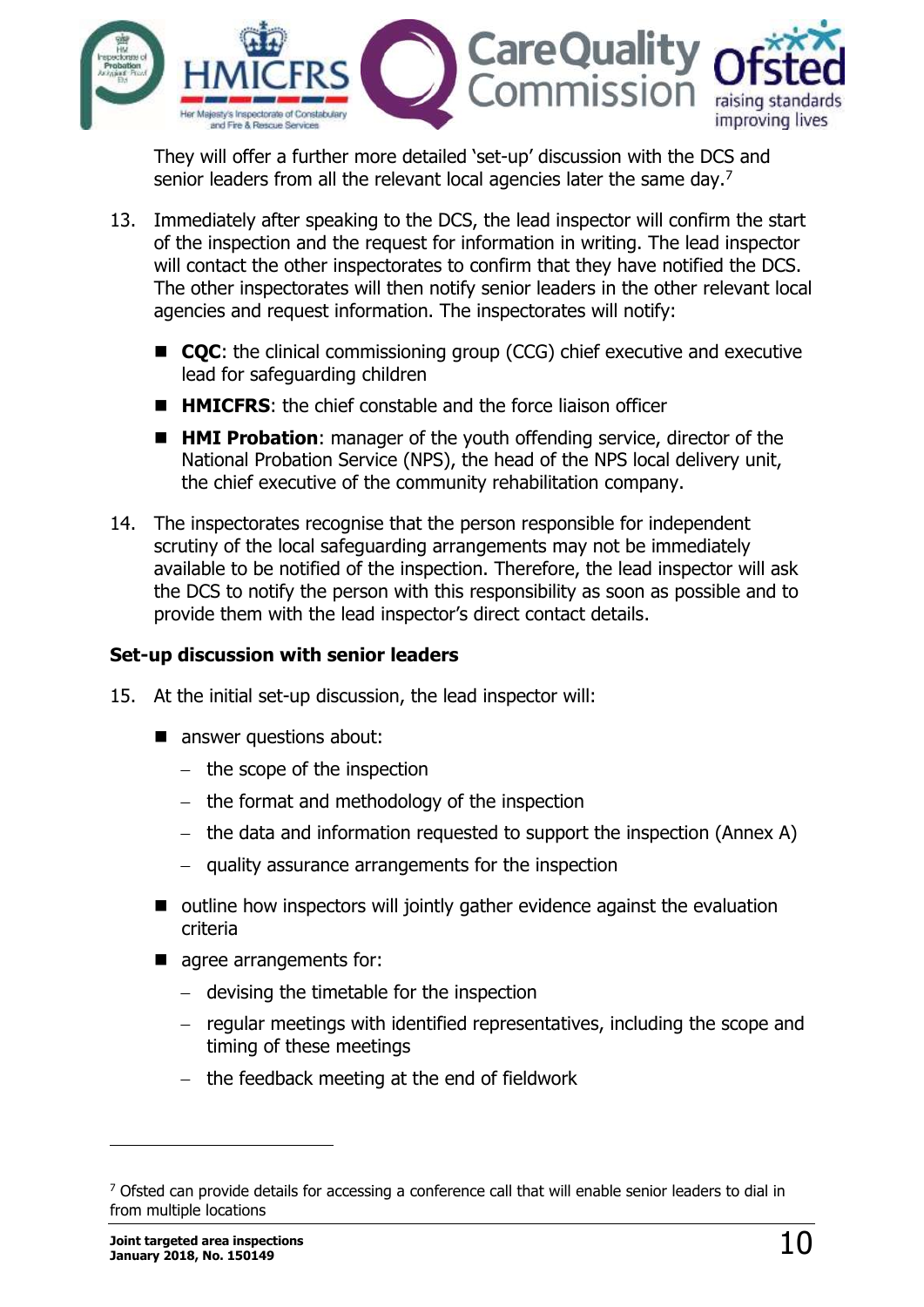They will offer a further more detailed 'set-up' discussion with the DCS and senior leaders from all the relevant local agencies later the same day.[7]

13. Immediately after speaking to the DCS, the lead inspector will confirm the start of the inspection and the request for information in writing. The lead inspector will contact the other inspectorates to confirm that they have notified the DCS. The other inspectorates will then notify senior leaders in the other relevant local agencies and request information. The inspectorates will notify:

   - **CQC**: the clinical commissioning group (CCG) chief executive and executive lead for safeguarding children
   - **HMICFRS**: the chief constable and the force liaison officer
   - **HMI Probation**: manager of the youth offending service, director of the National Probation Service (NPS), the head of the NPS local delivery unit, the chief executive of the community rehabilitation company.

14. The inspectorates recognise that the person responsible for independent scrutiny of the local safeguarding arrangements may not be immediately available to be notified of the inspection. Therefore, the lead inspector will ask the DCS to notify the person with this responsibility as soon as possible and to provide them with the lead inspector's direct contact details.

### Set-up discussion with senior leaders

15. At the initial set-up discussion, the lead inspector will:

   - answer questions about:
     - the scope of the inspection
     - the format and methodology of the inspection
     - the data and information requested to support the inspection (Annex A)
     - quality assurance arrangements for the inspection
   - outline how inspectors will jointly gather evidence against the evaluation criteria
   - agree arrangements for:
     - devising the timetable for the inspection
     - regular meetings with identified representatives, including the scope and timing of these meetings
     - the feedback meeting at the end of fieldwork

---

[7] Ofsted can provide details for accessing a conference call that will enable senior leaders to dial in from multiple locations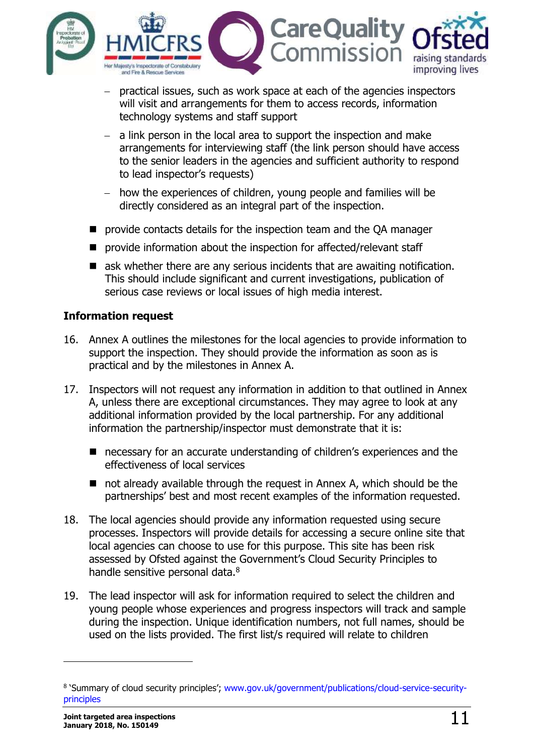- practical issues, such as work space at each of the agencies inspectors will visit and arrangements for them to access records, information technology systems and staff support
  - a link person in the local area to support the inspection and make arrangements for interviewing staff (the link person should have access to the senior leaders in the agencies and sufficient authority to respond to lead inspector's requests)
  - how the experiences of children, young people and families will be directly considered as an integral part of the inspection.
- provide contacts details for the inspection team and the QA manager
- provide information about the inspection for affected/relevant staff
- ask whether there are any serious incidents that are awaiting notification. This should include significant and current investigations, publication of serious case reviews or local issues of high media interest.

### Information request

16. Annex A outlines the milestones for the local agencies to provide information to support the inspection. They should provide the information as soon as is practical and by the milestones in Annex A.

17. Inspectors will not request any information in addition to that outlined in Annex A, unless there are exceptional circumstances. They may agree to look at any additional information provided by the local partnership. For any additional information the partnership/inspector must demonstrate that it is:

    - necessary for an accurate understanding of children's experiences and the effectiveness of local services
    - not already available through the request in Annex A, which should be the partnerships' best and most recent examples of the information requested.

18. The local agencies should provide any information requested using secure processes. Inspectors will provide details for accessing a secure online site that local agencies can choose to use for this purpose. This site has been risk assessed by Ofsted against the Government's Cloud Security Principles to handle sensitive personal data.[8]

19. The lead inspector will ask for information required to select the children and young people whose experiences and progress inspectors will track and sample during the inspection. Unique identification numbers, not full names, should be used on the lists provided. The first list/s required will relate to children

[8] 'Summary of cloud security principles'; www.gov.uk/government/publications/cloud-service-security-principles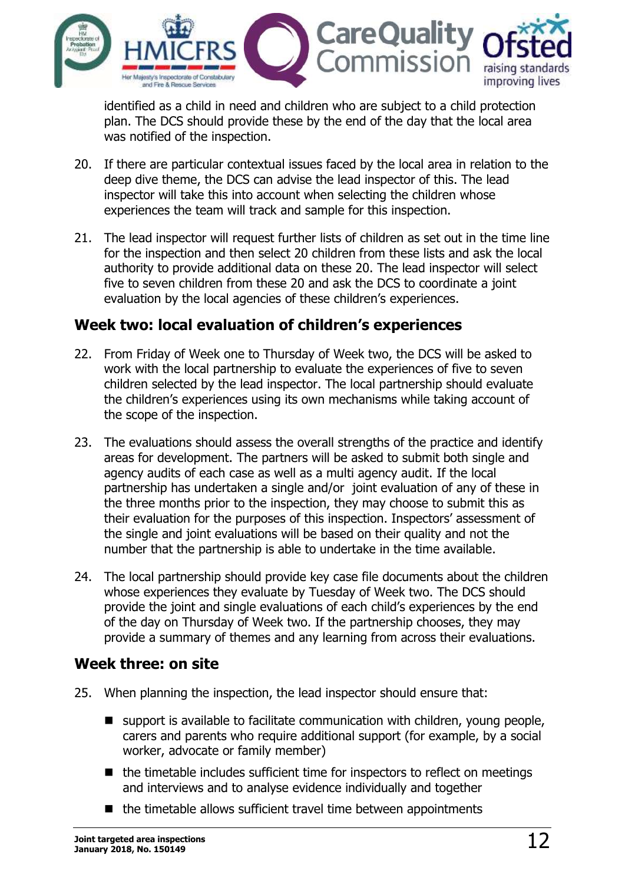identified as a child in need and children who are subject to a child protection plan. The DCS should provide these by the end of the day that the local area was notified of the inspection.

20. If there are particular contextual issues faced by the local area in relation to the deep dive theme, the DCS can advise the lead inspector of this. The lead inspector will take this into account when selecting the children whose experiences the team will track and sample for this inspection.

21. The lead inspector will request further lists of children as set out in the time line for the inspection and then select 20 children from these lists and ask the local authority to provide additional data on these 20. The lead inspector will select five to seven children from these 20 and ask the DCS to coordinate a joint evaluation by the local agencies of these children's experiences.

## Week two: local evaluation of children's experiences

22. From Friday of Week one to Thursday of Week two, the DCS will be asked to work with the local partnership to evaluate the experiences of five to seven children selected by the lead inspector. The local partnership should evaluate the children's experiences using its own mechanisms while taking account of the scope of the inspection.

23. The evaluations should assess the overall strengths of the practice and identify areas for development. The partners will be asked to submit both single and agency audits of each case as well as a multi agency audit. If the local partnership has undertaken a single and/or joint evaluation of any of these in the three months prior to the inspection, they may choose to submit this as their evaluation for the purposes of this inspection. Inspectors' assessment of the single and joint evaluations will be based on their quality and not the number that the partnership is able to undertake in the time available.

24. The local partnership should provide key case file documents about the children whose experiences they evaluate by Tuesday of Week two. The DCS should provide the joint and single evaluations of each child's experiences by the end of the day on Thursday of Week two. If the partnership chooses, they may provide a summary of themes and any learning from across their evaluations.

## Week three: on site

25. When planning the inspection, the lead inspector should ensure that:

   - support is available to facilitate communication with children, young people, carers and parents who require additional support (for example, by a social worker, advocate or family member)
   - the timetable includes sufficient time for inspectors to reflect on meetings and interviews and to analyse evidence individually and together
   - the timetable allows sufficient travel time between appointments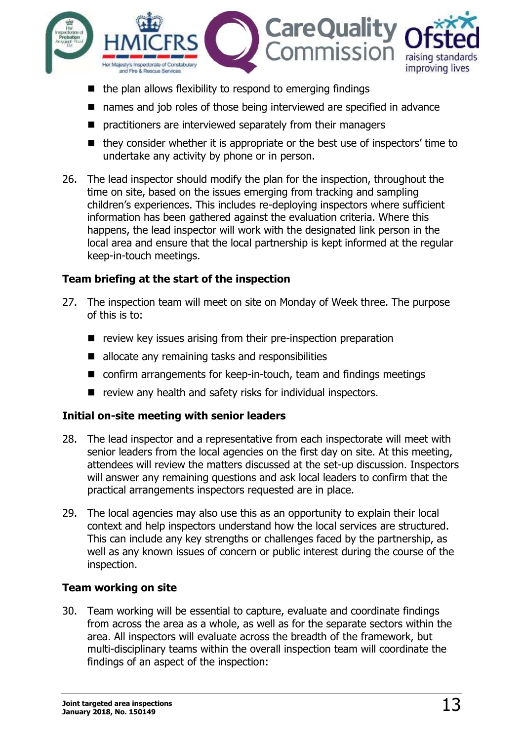- the plan allows flexibility to respond to emerging findings
- names and job roles of those being interviewed are specified in advance
- practitioners are interviewed separately from their managers
- they consider whether it is appropriate or the best use of inspectors' time to undertake any activity by phone or in person.

26. The lead inspector should modify the plan for the inspection, throughout the time on site, based on the issues emerging from tracking and sampling children's experiences. This includes re-deploying inspectors where sufficient information has been gathered against the evaluation criteria. Where this happens, the lead inspector will work with the designated link person in the local area and ensure that the local partnership is kept informed at the regular keep-in-touch meetings.

**Team briefing at the start of the inspection**

27. The inspection team will meet on site on Monday of Week three. The purpose of this is to:

    - review key issues arising from their pre-inspection preparation
    - allocate any remaining tasks and responsibilities
    - confirm arrangements for keep-in-touch, team and findings meetings
    - review any health and safety risks for individual inspectors.

**Initial on-site meeting with senior leaders**

28. The lead inspector and a representative from each inspectorate will meet with senior leaders from the local agencies on the first day on site. At this meeting, attendees will review the matters discussed at the set-up discussion. Inspectors will answer any remaining questions and ask local leaders to confirm that the practical arrangements inspectors requested are in place.

29. The local agencies may also use this as an opportunity to explain their local context and help inspectors understand how the local services are structured. This can include any key strengths or challenges faced by the partnership, as well as any known issues of concern or public interest during the course of the inspection.

**Team working on site**

30. Team working will be essential to capture, evaluate and coordinate findings from across the area as a whole, as well as for the separate sectors within the area. All inspectors will evaluate across the breadth of the framework, but multi-disciplinary teams within the overall inspection team will coordinate the findings of an aspect of the inspection: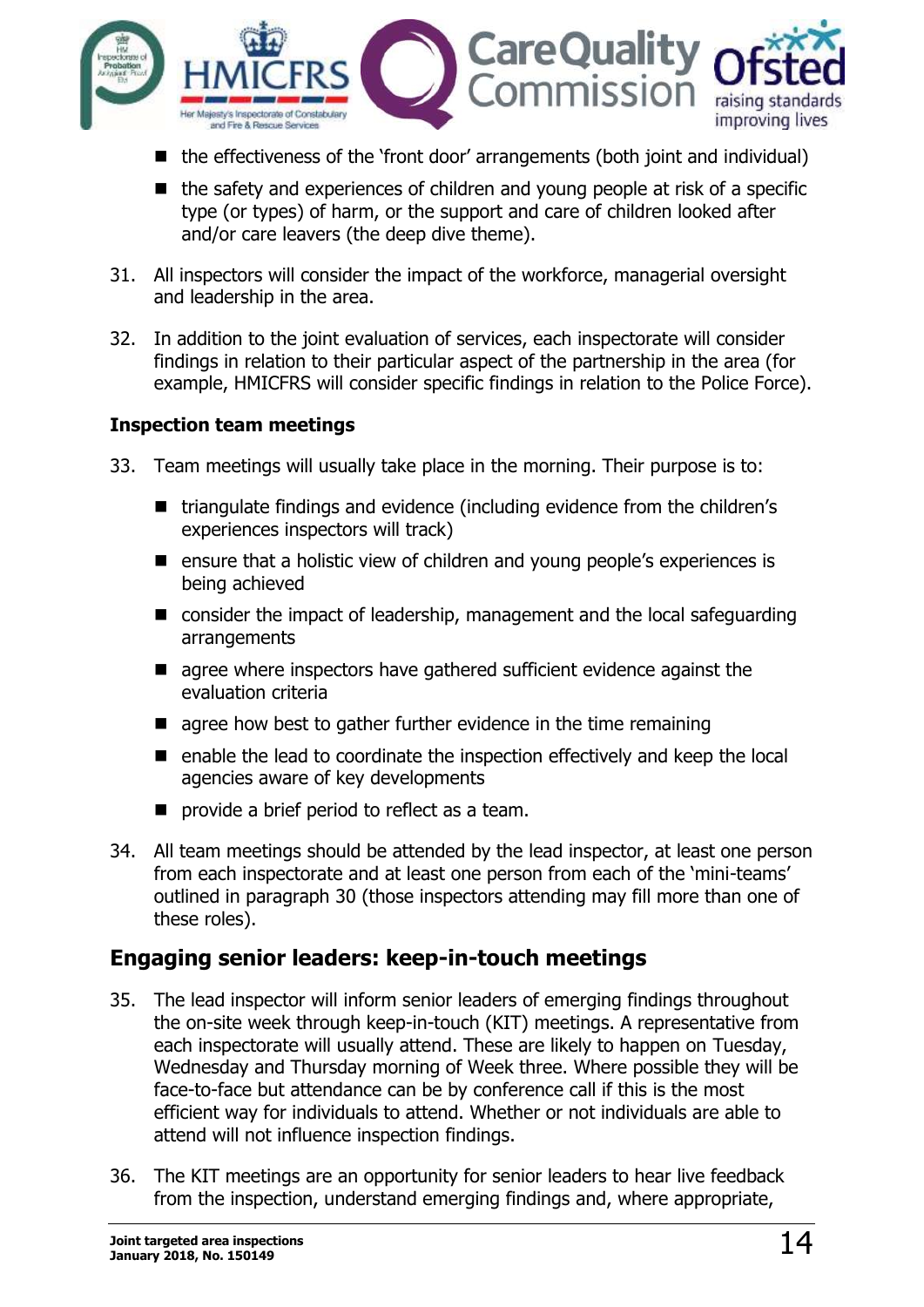- the effectiveness of the 'front door' arrangements (both joint and individual)
- the safety and experiences of children and young people at risk of a specific type (or types) of harm, or the support and care of children looked after and/or care leavers (the deep dive theme).

31. All inspectors will consider the impact of the workforce, managerial oversight and leadership in the area.

32. In addition to the joint evaluation of services, each inspectorate will consider findings in relation to their particular aspect of the partnership in the area (for example, HMICFRS will consider specific findings in relation to the Police Force).

### Inspection team meetings

33. Team meetings will usually take place in the morning. Their purpose is to:

- triangulate findings and evidence (including evidence from the children's experiences inspectors will track)
- ensure that a holistic view of children and young people's experiences is being achieved
- consider the impact of leadership, management and the local safeguarding arrangements
- agree where inspectors have gathered sufficient evidence against the evaluation criteria
- agree how best to gather further evidence in the time remaining
- enable the lead to coordinate the inspection effectively and keep the local agencies aware of key developments
- provide a brief period to reflect as a team.

34. All team meetings should be attended by the lead inspector, at least one person from each inspectorate and at least one person from each of the 'mini-teams' outlined in paragraph 30 (those inspectors attending may fill more than one of these roles).

## Engaging senior leaders: keep-in-touch meetings

35. The lead inspector will inform senior leaders of emerging findings throughout the on-site week through keep-in-touch (KIT) meetings. A representative from each inspectorate will usually attend. These are likely to happen on Tuesday, Wednesday and Thursday morning of Week three. Where possible they will be face-to-face but attendance can be by conference call if this is the most efficient way for individuals to attend. Whether or not individuals are able to attend will not influence inspection findings.

36. The KIT meetings are an opportunity for senior leaders to hear live feedback from the inspection, understand emerging findings and, where appropriate,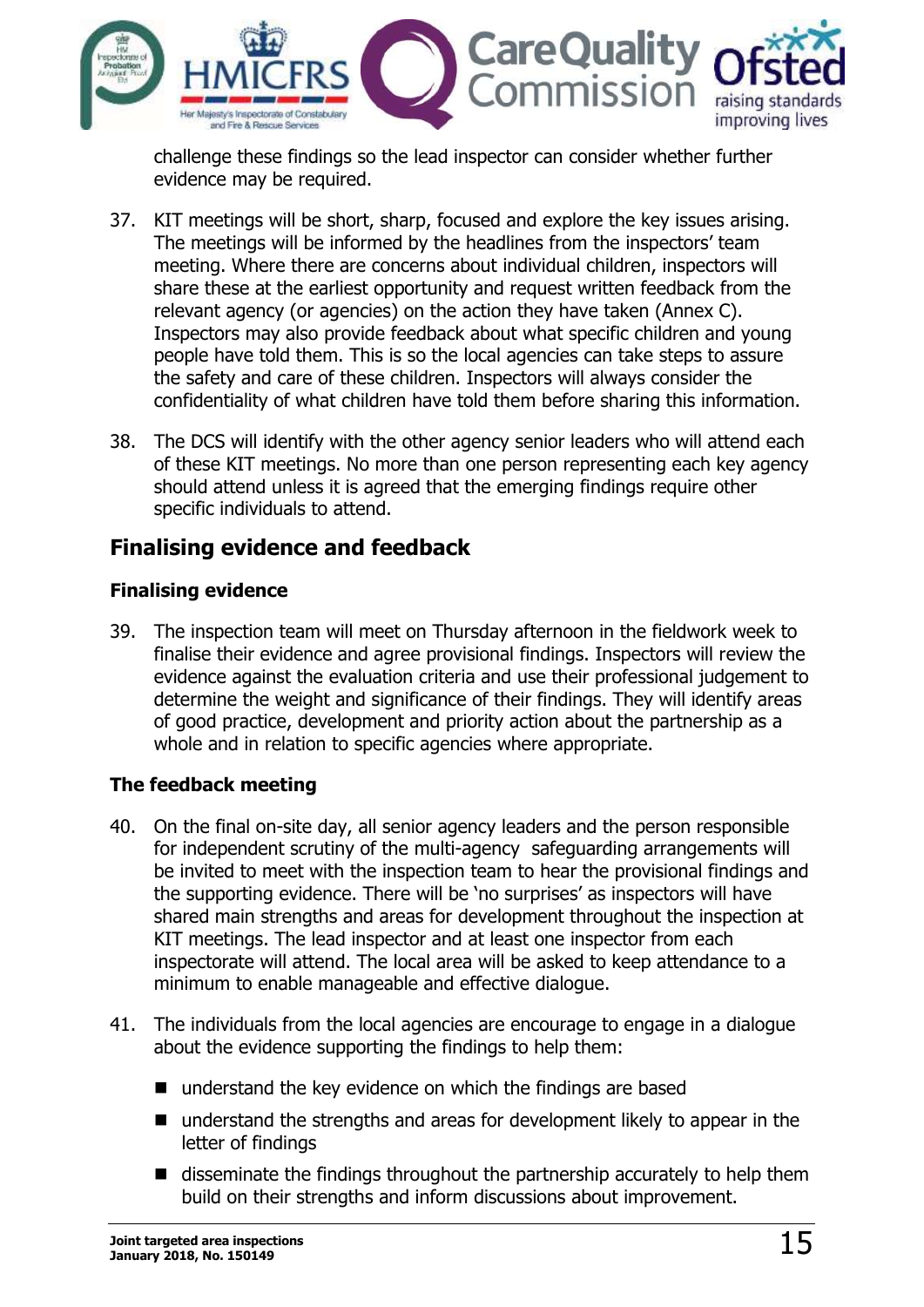challenge these findings so the lead inspector can consider whether further evidence may be required.

37. KIT meetings will be short, sharp, focused and explore the key issues arising. The meetings will be informed by the headlines from the inspectors' team meeting. Where there are concerns about individual children, inspectors will share these at the earliest opportunity and request written feedback from the relevant agency (or agencies) on the action they have taken (Annex C). Inspectors may also provide feedback about what specific children and young people have told them. This is so the local agencies can take steps to assure the safety and care of these children. Inspectors will always consider the confidentiality of what children have told them before sharing this information.

38. The DCS will identify with the other agency senior leaders who will attend each of these KIT meetings. No more than one person representing each key agency should attend unless it is agreed that the emerging findings require other specific individuals to attend.

## Finalising evidence and feedback

### Finalising evidence

39. The inspection team will meet on Thursday afternoon in the fieldwork week to finalise their evidence and agree provisional findings. Inspectors will review the evidence against the evaluation criteria and use their professional judgement to determine the weight and significance of their findings. They will identify areas of good practice, development and priority action about the partnership as a whole and in relation to specific agencies where appropriate.

### The feedback meeting

40. On the final on-site day, all senior agency leaders and the person responsible for independent scrutiny of the multi-agency safeguarding arrangements will be invited to meet with the inspection team to hear the provisional findings and the supporting evidence. There will be 'no surprises' as inspectors will have shared main strengths and areas for development throughout the inspection at KIT meetings. The lead inspector and at least one inspector from each inspectorate will attend. The local area will be asked to keep attendance to a minimum to enable manageable and effective dialogue.

41. The individuals from the local agencies are encourage to engage in a dialogue about the evidence supporting the findings to help them:

- understand the key evidence on which the findings are based
- understand the strengths and areas for development likely to appear in the letter of findings
- disseminate the findings throughout the partnership accurately to help them build on their strengths and inform discussions about improvement.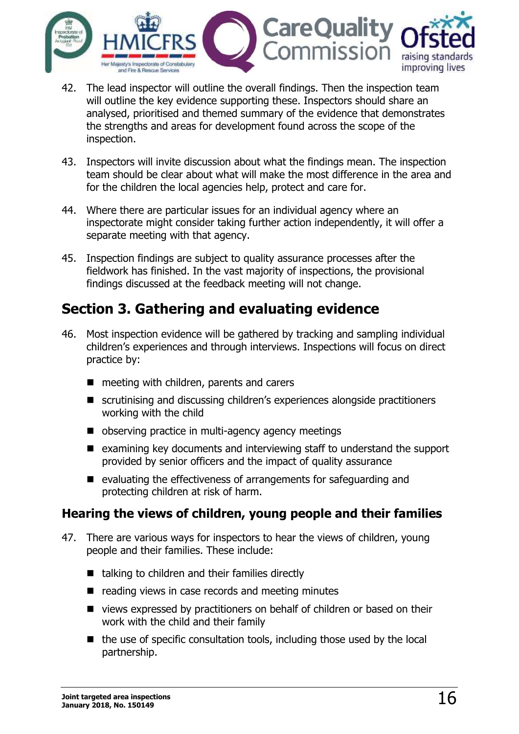42. The lead inspector will outline the overall findings. Then the inspection team will outline the key evidence supporting these. Inspectors should share an analysed, prioritised and themed summary of the evidence that demonstrates the strengths and areas for development found across the scope of the inspection.

43. Inspectors will invite discussion about what the findings mean. The inspection team should be clear about what will make the most difference in the area and for the children the local agencies help, protect and care for.

44. Where there are particular issues for an individual agency where an inspectorate might consider taking further action independently, it will offer a separate meeting with that agency.

45. Inspection findings are subject to quality assurance processes after the fieldwork has finished. In the vast majority of inspections, the provisional findings discussed at the feedback meeting will not change.

## Section 3. Gathering and evaluating evidence

46. Most inspection evidence will be gathered by tracking and sampling individual children's experiences and through interviews. Inspections will focus on direct practice by:

    - meeting with children, parents and carers
    - scrutinising and discussing children's experiences alongside practitioners working with the child
    - observing practice in multi-agency agency meetings
    - examining key documents and interviewing staff to understand the support provided by senior officers and the impact of quality assurance
    - evaluating the effectiveness of arrangements for safeguarding and protecting children at risk of harm.

### Hearing the views of children, young people and their families

47. There are various ways for inspectors to hear the views of children, young people and their families. These include:

    - talking to children and their families directly
    - reading views in case records and meeting minutes
    - views expressed by practitioners on behalf of children or based on their work with the child and their family
    - the use of specific consultation tools, including those used by the local partnership.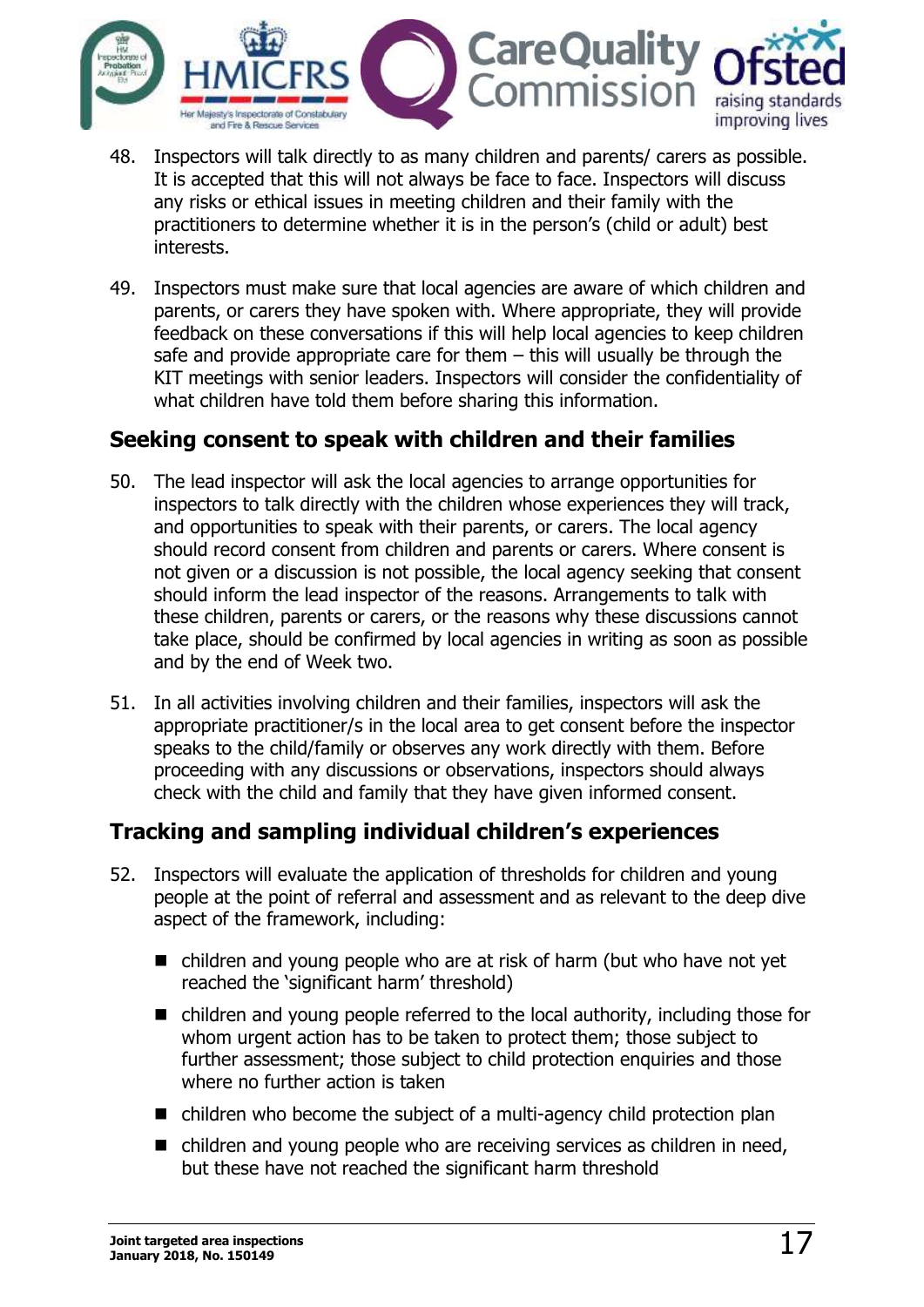48. Inspectors will talk directly to as many children and parents/ carers as possible. It is accepted that this will not always be face to face. Inspectors will discuss any risks or ethical issues in meeting children and their family with the practitioners to determine whether it is in the person's (child or adult) best interests.

49. Inspectors must make sure that local agencies are aware of which children and parents, or carers they have spoken with. Where appropriate, they will provide feedback on these conversations if this will help local agencies to keep children safe and provide appropriate care for them – this will usually be through the KIT meetings with senior leaders. Inspectors will consider the confidentiality of what children have told them before sharing this information.

## Seeking consent to speak with children and their families

50. The lead inspector will ask the local agencies to arrange opportunities for inspectors to talk directly with the children whose experiences they will track, and opportunities to speak with their parents, or carers. The local agency should record consent from children and parents or carers. Where consent is not given or a discussion is not possible, the local agency seeking that consent should inform the lead inspector of the reasons. Arrangements to talk with these children, parents or carers, or the reasons why these discussions cannot take place, should be confirmed by local agencies in writing as soon as possible and by the end of Week two.

51. In all activities involving children and their families, inspectors will ask the appropriate practitioner/s in the local area to get consent before the inspector speaks to the child/family or observes any work directly with them. Before proceeding with any discussions or observations, inspectors should always check with the child and family that they have given informed consent.

## Tracking and sampling individual children's experiences

52. Inspectors will evaluate the application of thresholds for children and young people at the point of referral and assessment and as relevant to the deep dive aspect of the framework, including:

   - children and young people who are at risk of harm (but who have not yet reached the 'significant harm' threshold)
   - children and young people referred to the local authority, including those for whom urgent action has to be taken to protect them; those subject to further assessment; those subject to child protection enquiries and those where no further action is taken
   - children who become the subject of a multi-agency child protection plan
   - children and young people who are receiving services as children in need, but these have not reached the significant harm threshold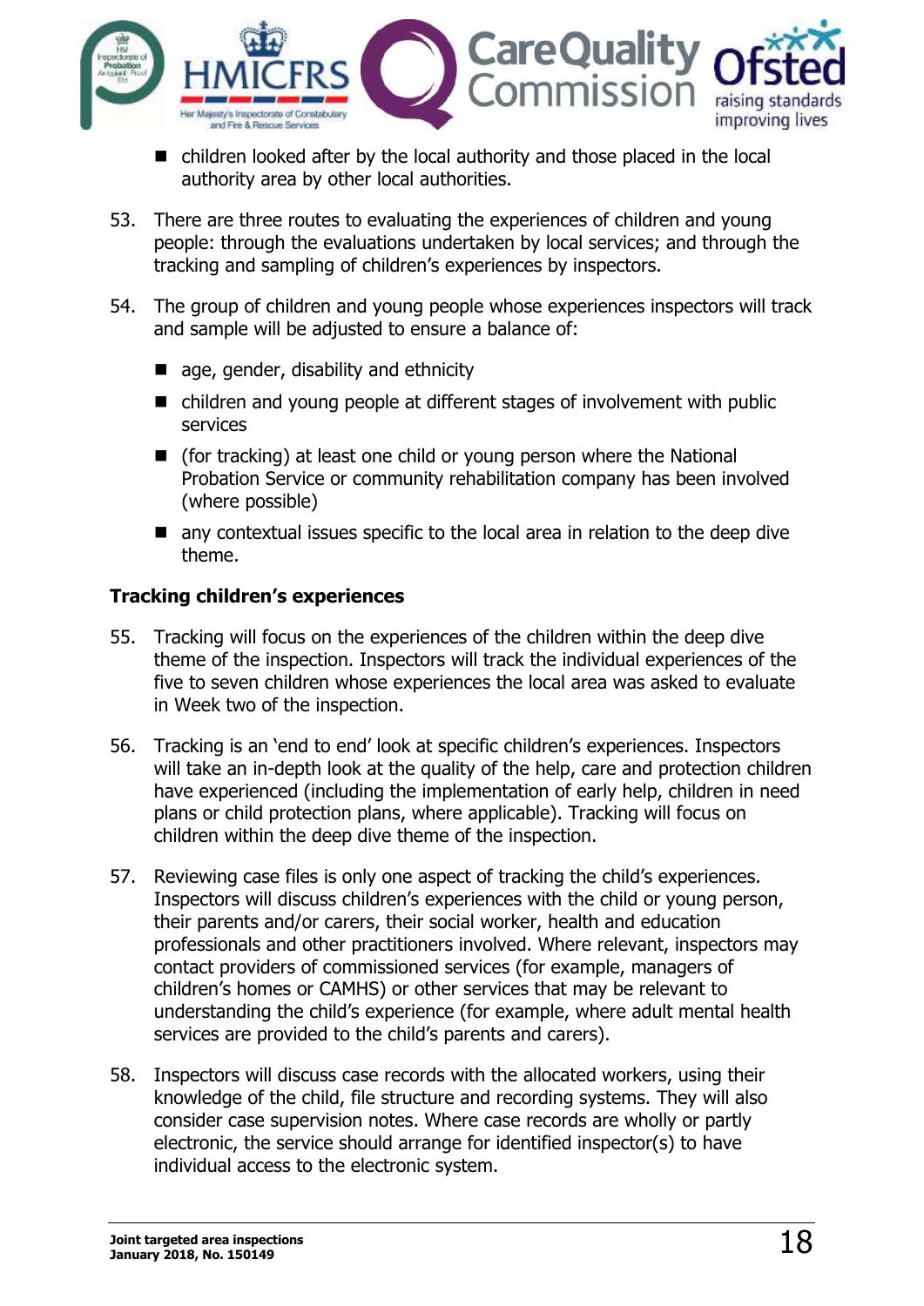- children looked after by the local authority and those placed in the local authority area by other local authorities.

53. There are three routes to evaluating the experiences of children and young people: through the evaluations undertaken by local services; and through the tracking and sampling of children's experiences by inspectors.

54. The group of children and young people whose experiences inspectors will track and sample will be adjusted to ensure a balance of:

    - age, gender, disability and ethnicity
    - children and young people at different stages of involvement with public services
    - (for tracking) at least one child or young person where the National Probation Service or community rehabilitation company has been involved (where possible)
    - any contextual issues specific to the local area in relation to the deep dive theme.

**Tracking children's experiences**

55. Tracking will focus on the experiences of the children within the deep dive theme of the inspection. Inspectors will track the individual experiences of the five to seven children whose experiences the local area was asked to evaluate in Week two of the inspection.

56. Tracking is an 'end to end' look at specific children's experiences. Inspectors will take an in-depth look at the quality of the help, care and protection children have experienced (including the implementation of early help, children in need plans or child protection plans, where applicable). Tracking will focus on children within the deep dive theme of the inspection.

57. Reviewing case files is only one aspect of tracking the child's experiences. Inspectors will discuss children's experiences with the child or young person, their parents and/or carers, their social worker, health and education professionals and other practitioners involved. Where relevant, inspectors may contact providers of commissioned services (for example, managers of children's homes or CAMHS) or other services that may be relevant to understanding the child's experience (for example, where adult mental health services are provided to the child's parents and carers).

58. Inspectors will discuss case records with the allocated workers, using their knowledge of the child, file structure and recording systems. They will also consider case supervision notes. Where case records are wholly or partly electronic, the service should arrange for identified inspector(s) to have individual access to the electronic system.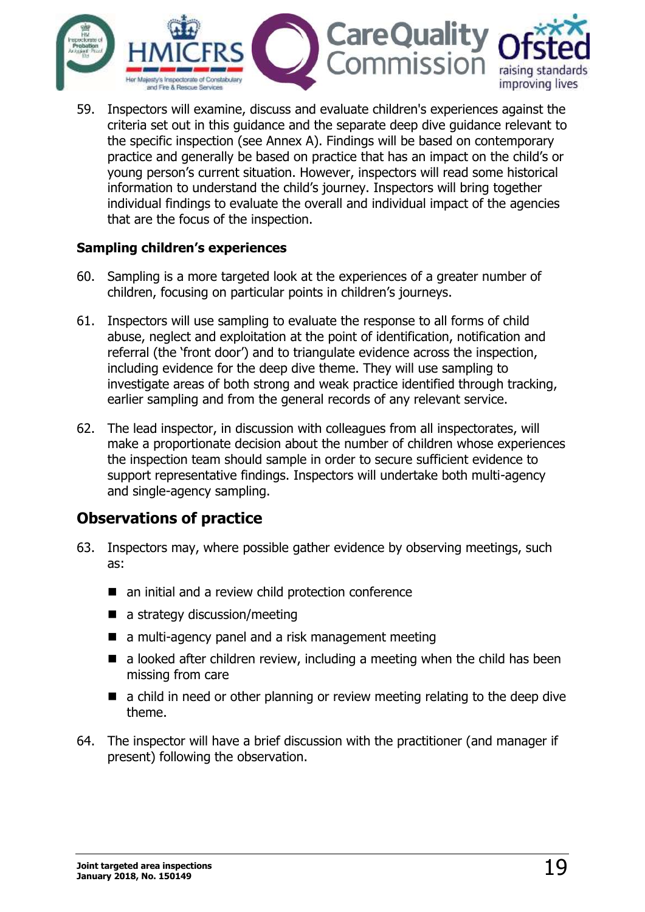59. Inspectors will examine, discuss and evaluate children's experiences against the criteria set out in this guidance and the separate deep dive guidance relevant to the specific inspection (see Annex A). Findings will be based on contemporary practice and generally be based on practice that has an impact on the child's or young person's current situation. However, inspectors will read some historical information to understand the child's journey. Inspectors will bring together individual findings to evaluate the overall and individual impact of the agencies that are the focus of the inspection.

**Sampling children's experiences**

60. Sampling is a more targeted look at the experiences of a greater number of children, focusing on particular points in children's journeys.

61. Inspectors will use sampling to evaluate the response to all forms of child abuse, neglect and exploitation at the point of identification, notification and referral (the 'front door') and to triangulate evidence across the inspection, including evidence for the deep dive theme. They will use sampling to investigate areas of both strong and weak practice identified through tracking, earlier sampling and from the general records of any relevant service.

62. The lead inspector, in discussion with colleagues from all inspectorates, will make a proportionate decision about the number of children whose experiences the inspection team should sample in order to secure sufficient evidence to support representative findings. Inspectors will undertake both multi-agency and single-agency sampling.

## Observations of practice

63. Inspectors may, where possible gather evidence by observing meetings, such as:

- an initial and a review child protection conference
- a strategy discussion/meeting
- a multi-agency panel and a risk management meeting
- a looked after children review, including a meeting when the child has been missing from care
- a child in need or other planning or review meeting relating to the deep dive theme.

64. The inspector will have a brief discussion with the practitioner (and manager if present) following the observation.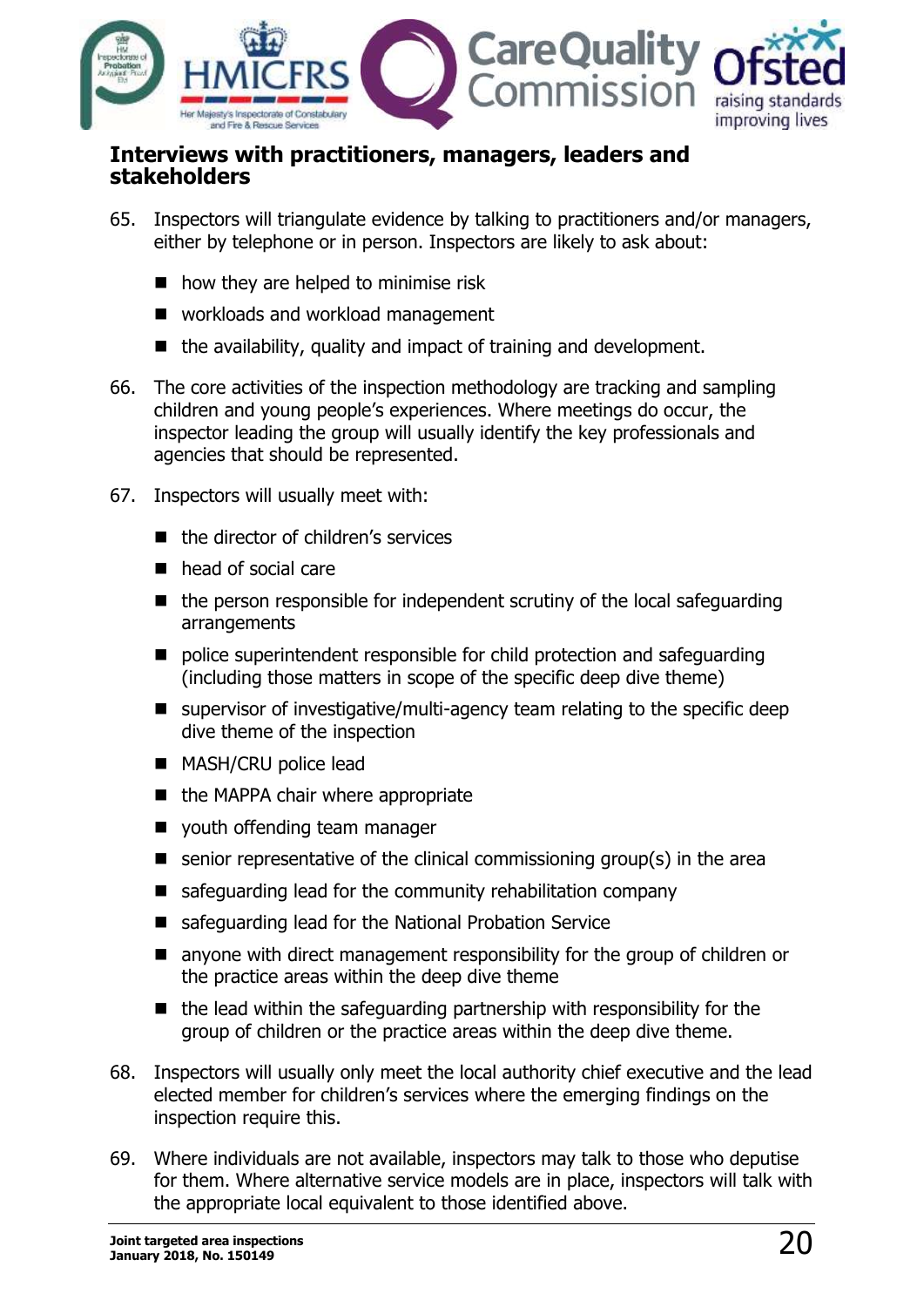## Interviews with practitioners, managers, leaders and stakeholders

65. Inspectors will triangulate evidence by talking to practitioners and/or managers, either by telephone or in person. Inspectors are likely to ask about:
    - how they are helped to minimise risk
    - workloads and workload management
    - the availability, quality and impact of training and development.

66. The core activities of the inspection methodology are tracking and sampling children and young people's experiences. Where meetings do occur, the inspector leading the group will usually identify the key professionals and agencies that should be represented.

67. Inspectors will usually meet with:
    - the director of children's services
    - head of social care
    - the person responsible for independent scrutiny of the local safeguarding arrangements
    - police superintendent responsible for child protection and safeguarding (including those matters in scope of the specific deep dive theme)
    - supervisor of investigative/multi-agency team relating to the specific deep dive theme of the inspection
    - MASH/CRU police lead
    - the MAPPA chair where appropriate
    - youth offending team manager
    - senior representative of the clinical commissioning group(s) in the area
    - safeguarding lead for the community rehabilitation company
    - safeguarding lead for the National Probation Service
    - anyone with direct management responsibility for the group of children or the practice areas within the deep dive theme
    - the lead within the safeguarding partnership with responsibility for the group of children or the practice areas within the deep dive theme.

68. Inspectors will usually only meet the local authority chief executive and the lead elected member for children's services where the emerging findings on the inspection require this.

69. Where individuals are not available, inspectors may talk to those who deputise for them. Where alternative service models are in place, inspectors will talk with the appropriate local equivalent to those identified above.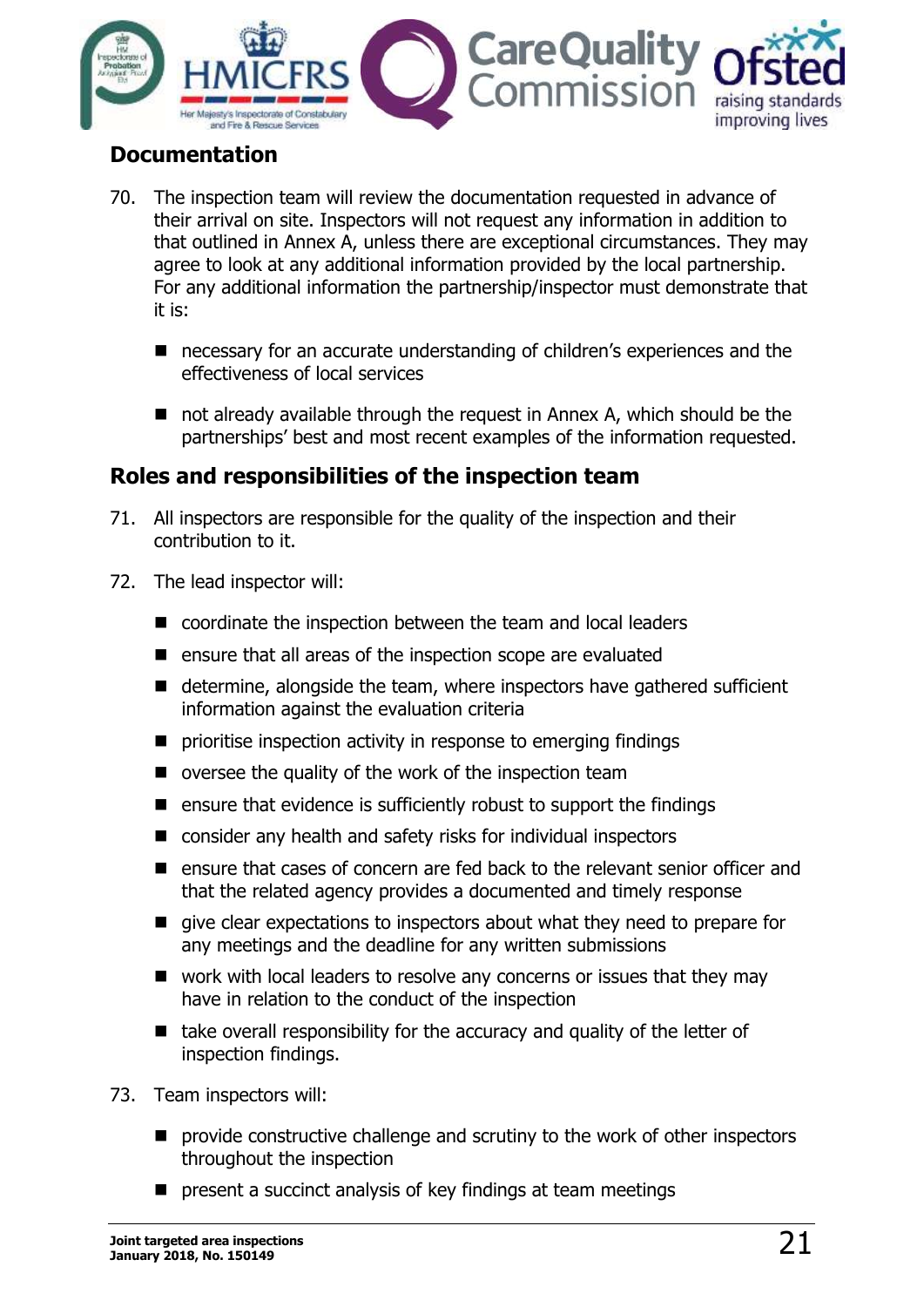## Documentation

70. The inspection team will review the documentation requested in advance of their arrival on site. Inspectors will not request any information in addition to that outlined in Annex A, unless there are exceptional circumstances. They may agree to look at any additional information provided by the local partnership. For any additional information the partnership/inspector must demonstrate that it is:

   - necessary for an accurate understanding of children's experiences and the effectiveness of local services
   - not already available through the request in Annex A, which should be the partnerships' best and most recent examples of the information requested.

## Roles and responsibilities of the inspection team

71. All inspectors are responsible for the quality of the inspection and their contribution to it.

72. The lead inspector will:

   - coordinate the inspection between the team and local leaders
   - ensure that all areas of the inspection scope are evaluated
   - determine, alongside the team, where inspectors have gathered sufficient information against the evaluation criteria
   - prioritise inspection activity in response to emerging findings
   - oversee the quality of the work of the inspection team
   - ensure that evidence is sufficiently robust to support the findings
   - consider any health and safety risks for individual inspectors
   - ensure that cases of concern are fed back to the relevant senior officer and that the related agency provides a documented and timely response
   - give clear expectations to inspectors about what they need to prepare for any meetings and the deadline for any written submissions
   - work with local leaders to resolve any concerns or issues that they may have in relation to the conduct of the inspection
   - take overall responsibility for the accuracy and quality of the letter of inspection findings.

73. Team inspectors will:

   - provide constructive challenge and scrutiny to the work of other inspectors throughout the inspection
   - present a succinct analysis of key findings at team meetings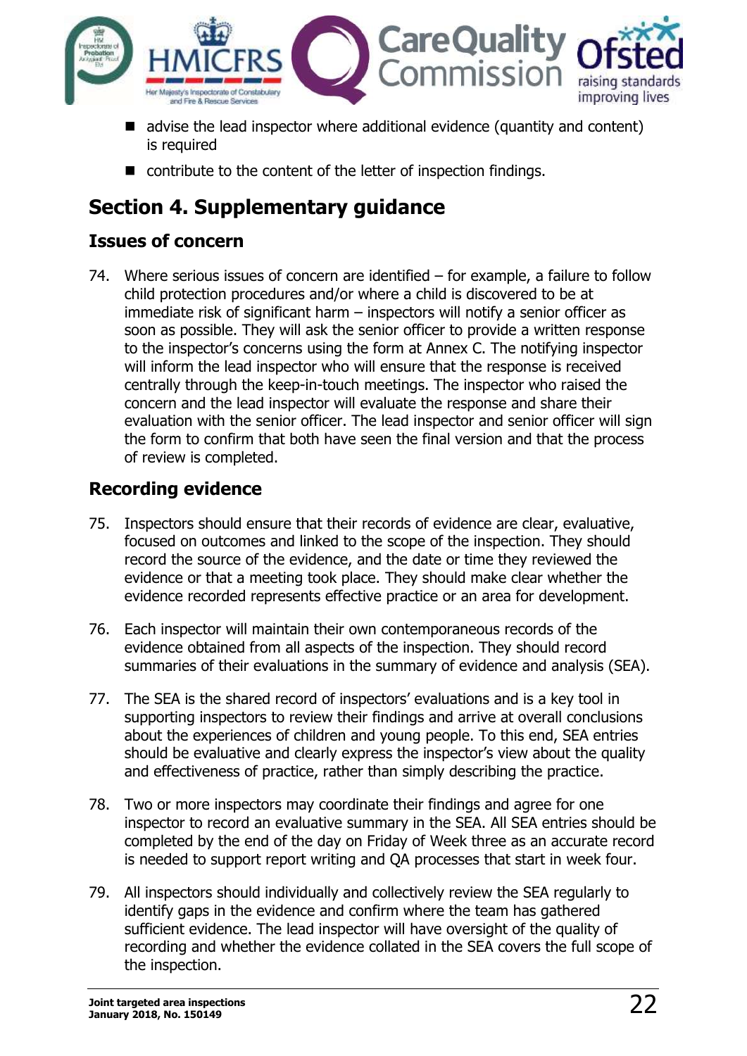- advise the lead inspector where additional evidence (quantity and content) is required
- contribute to the content of the letter of inspection findings.

## Section 4. Supplementary guidance

### Issues of concern

74. Where serious issues of concern are identified – for example, a failure to follow child protection procedures and/or where a child is discovered to be at immediate risk of significant harm – inspectors will notify a senior officer as soon as possible. They will ask the senior officer to provide a written response to the inspector's concerns using the form at Annex C. The notifying inspector will inform the lead inspector who will ensure that the response is received centrally through the keep-in-touch meetings. The inspector who raised the concern and the lead inspector will evaluate the response and share their evaluation with the senior officer. The lead inspector and senior officer will sign the form to confirm that both have seen the final version and that the process of review is completed.

### Recording evidence

75. Inspectors should ensure that their records of evidence are clear, evaluative, focused on outcomes and linked to the scope of the inspection. They should record the source of the evidence, and the date or time they reviewed the evidence or that a meeting took place. They should make clear whether the evidence recorded represents effective practice or an area for development.

76. Each inspector will maintain their own contemporaneous records of the evidence obtained from all aspects of the inspection. They should record summaries of their evaluations in the summary of evidence and analysis (SEA).

77. The SEA is the shared record of inspectors' evaluations and is a key tool in supporting inspectors to review their findings and arrive at overall conclusions about the experiences of children and young people. To this end, SEA entries should be evaluative and clearly express the inspector's view about the quality and effectiveness of practice, rather than simply describing the practice.

78. Two or more inspectors may coordinate their findings and agree for one inspector to record an evaluative summary in the SEA. All SEA entries should be completed by the end of the day on Friday of Week three as an accurate record is needed to support report writing and QA processes that start in week four.

79. All inspectors should individually and collectively review the SEA regularly to identify gaps in the evidence and confirm where the team has gathered sufficient evidence. The lead inspector will have oversight of the quality of recording and whether the evidence collated in the SEA covers the full scope of the inspection.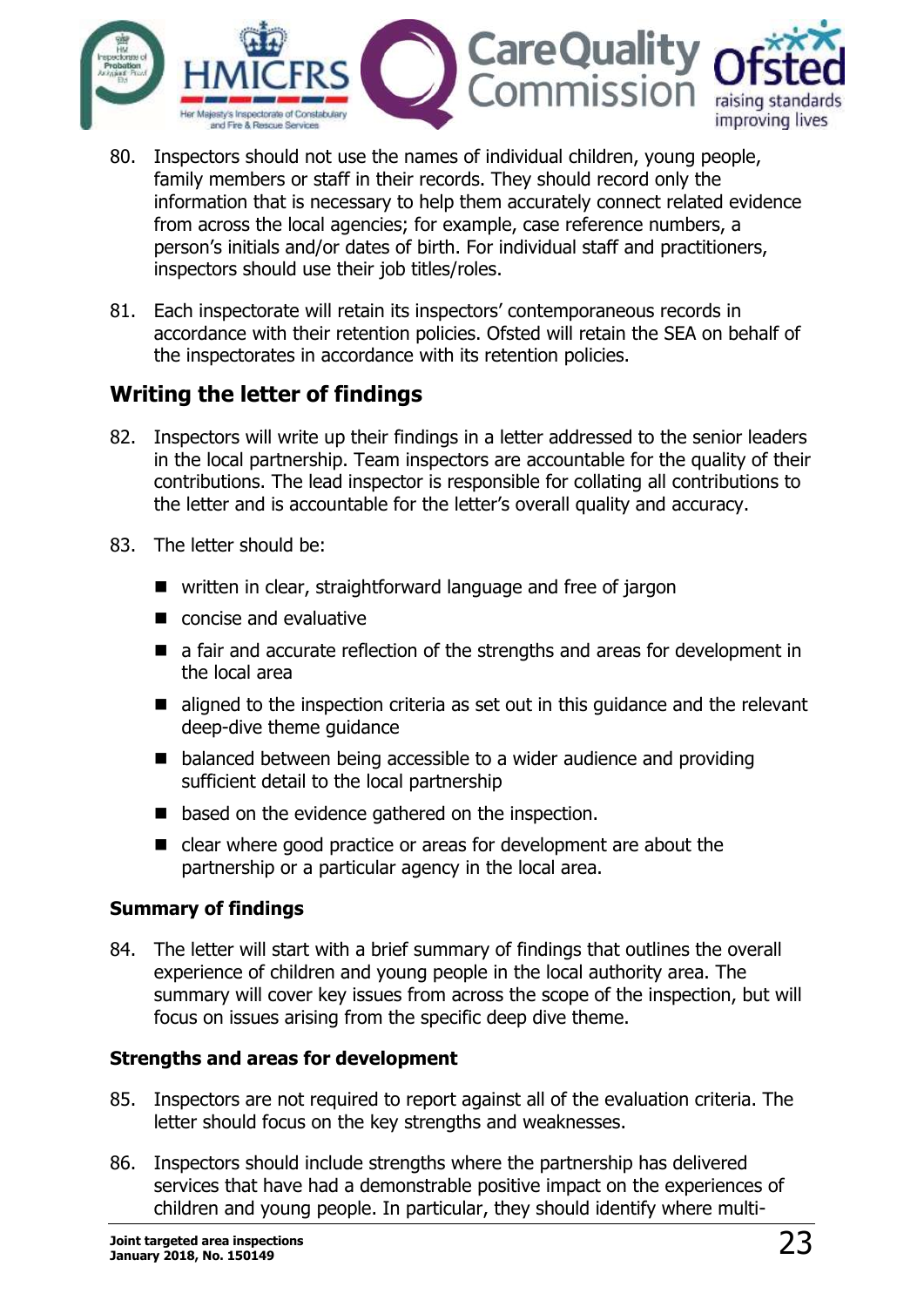80. Inspectors should not use the names of individual children, young people, family members or staff in their records. They should record only the information that is necessary to help them accurately connect related evidence from across the local agencies; for example, case reference numbers, a person's initials and/or dates of birth. For individual staff and practitioners, inspectors should use their job titles/roles.

81. Each inspectorate will retain its inspectors' contemporaneous records in accordance with their retention policies. Ofsted will retain the SEA on behalf of the inspectorates in accordance with its retention policies.

## Writing the letter of findings

82. Inspectors will write up their findings in a letter addressed to the senior leaders in the local partnership. Team inspectors are accountable for the quality of their contributions. The lead inspector is responsible for collating all contributions to the letter and is accountable for the letter's overall quality and accuracy.

83. The letter should be:

- written in clear, straightforward language and free of jargon
- concise and evaluative
- a fair and accurate reflection of the strengths and areas for development in the local area
- aligned to the inspection criteria as set out in this guidance and the relevant deep-dive theme guidance
- balanced between being accessible to a wider audience and providing sufficient detail to the local partnership
- based on the evidence gathered on the inspection.
- clear where good practice or areas for development are about the partnership or a particular agency in the local area.

### Summary of findings

84. The letter will start with a brief summary of findings that outlines the overall experience of children and young people in the local authority area. The summary will cover key issues from across the scope of the inspection, but will focus on issues arising from the specific deep dive theme.

### Strengths and areas for development

85. Inspectors are not required to report against all of the evaluation criteria. The letter should focus on the key strengths and weaknesses.

86. Inspectors should include strengths where the partnership has delivered services that have had a demonstrable positive impact on the experiences of children and young people. In particular, they should identify where multi-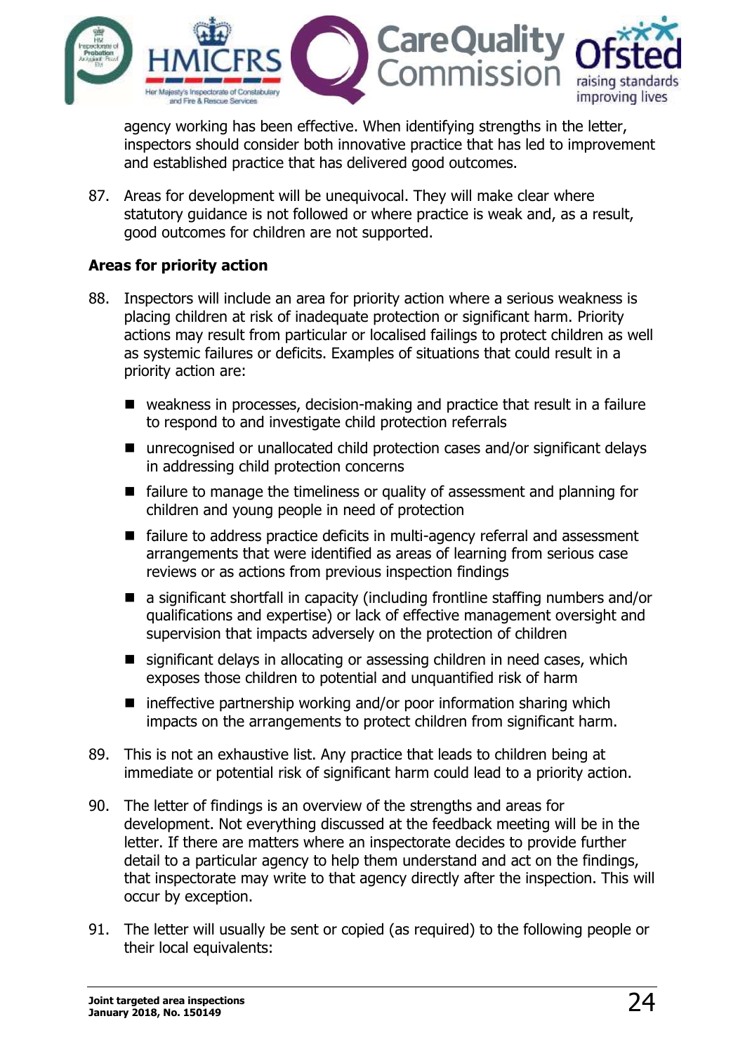agency working has been effective. When identifying strengths in the letter, inspectors should consider both innovative practice that has led to improvement and established practice that has delivered good outcomes.

87. Areas for development will be unequivocal. They will make clear where statutory guidance is not followed or where practice is weak and, as a result, good outcomes for children are not supported.

### Areas for priority action

88. Inspectors will include an area for priority action where a serious weakness is placing children at risk of inadequate protection or significant harm. Priority actions may result from particular or localised failings to protect children as well as systemic failures or deficits. Examples of situations that could result in a priority action are:

   - weakness in processes, decision-making and practice that result in a failure to respond to and investigate child protection referrals
   - unrecognised or unallocated child protection cases and/or significant delays in addressing child protection concerns
   - failure to manage the timeliness or quality of assessment and planning for children and young people in need of protection
   - failure to address practice deficits in multi-agency referral and assessment arrangements that were identified as areas of learning from serious case reviews or as actions from previous inspection findings
   - a significant shortfall in capacity (including frontline staffing numbers and/or qualifications and expertise) or lack of effective management oversight and supervision that impacts adversely on the protection of children
   - significant delays in allocating or assessing children in need cases, which exposes those children to potential and unquantified risk of harm
   - ineffective partnership working and/or poor information sharing which impacts on the arrangements to protect children from significant harm.

89. This is not an exhaustive list. Any practice that leads to children being at immediate or potential risk of significant harm could lead to a priority action.

90. The letter of findings is an overview of the strengths and areas for development. Not everything discussed at the feedback meeting will be in the letter. If there are matters where an inspectorate decides to provide further detail to a particular agency to help them understand and act on the findings, that inspectorate may write to that agency directly after the inspection. This will occur by exception.

91. The letter will usually be sent or copied (as required) to the following people or their local equivalents: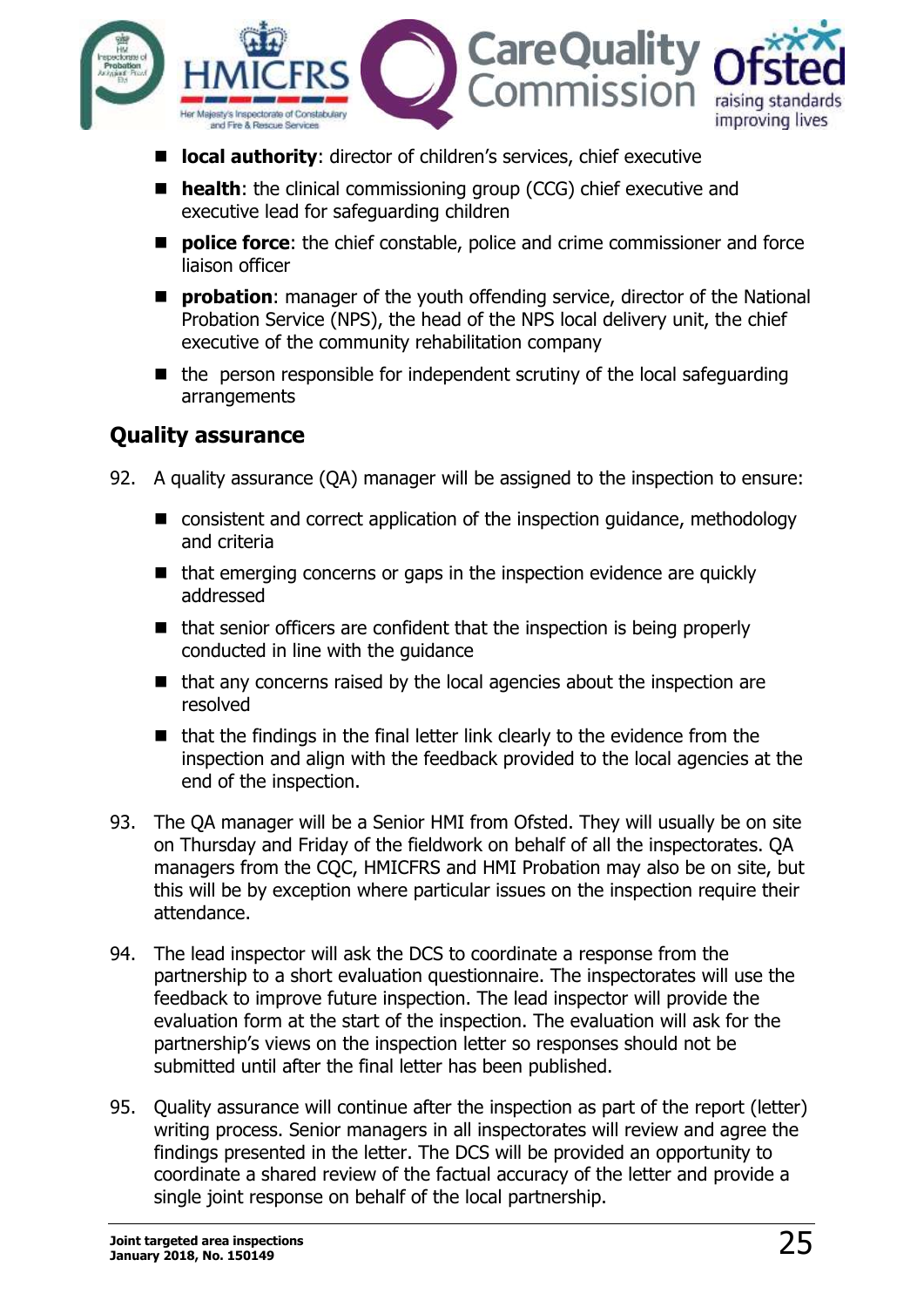- **local authority**: director of children's services, chief executive
- **health**: the clinical commissioning group (CCG) chief executive and executive lead for safeguarding children
- **police force**: the chief constable, police and crime commissioner and force liaison officer
- **probation**: manager of the youth offending service, director of the National Probation Service (NPS), the head of the NPS local delivery unit, the chief executive of the community rehabilitation company
- the person responsible for independent scrutiny of the local safeguarding arrangements

## Quality assurance

92. A quality assurance (QA) manager will be assigned to the inspection to ensure:

    - consistent and correct application of the inspection guidance, methodology and criteria
    - that emerging concerns or gaps in the inspection evidence are quickly addressed
    - that senior officers are confident that the inspection is being properly conducted in line with the guidance
    - that any concerns raised by the local agencies about the inspection are resolved
    - that the findings in the final letter link clearly to the evidence from the inspection and align with the feedback provided to the local agencies at the end of the inspection.

93. The QA manager will be a Senior HMI from Ofsted. They will usually be on site on Thursday and Friday of the fieldwork on behalf of all the inspectorates. QA managers from the CQC, HMICFRS and HMI Probation may also be on site, but this will be by exception where particular issues on the inspection require their attendance.

94. The lead inspector will ask the DCS to coordinate a response from the partnership to a short evaluation questionnaire. The inspectorates will use the feedback to improve future inspection. The lead inspector will provide the evaluation form at the start of the inspection. The evaluation will ask for the partnership's views on the inspection letter so responses should not be submitted until after the final letter has been published.

95. Quality assurance will continue after the inspection as part of the report (letter) writing process. Senior managers in all inspectorates will review and agree the findings presented in the letter. The DCS will be provided an opportunity to coordinate a shared review of the factual accuracy of the letter and provide a single joint response on behalf of the local partnership.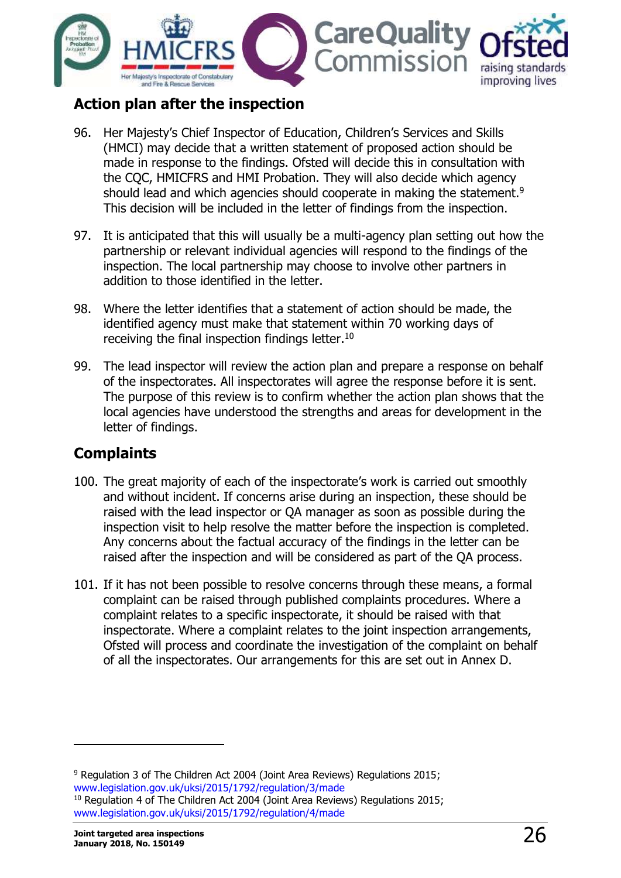## Action plan after the inspection

96. Her Majesty's Chief Inspector of Education, Children's Services and Skills (HMCI) may decide that a written statement of proposed action should be made in response to the findings. Ofsted will decide this in consultation with the CQC, HMICFRS and HMI Probation. They will also decide which agency should lead and which agencies should cooperate in making the statement.[9] This decision will be included in the letter of findings from the inspection.

97. It is anticipated that this will usually be a multi-agency plan setting out how the partnership or relevant individual agencies will respond to the findings of the inspection. The local partnership may choose to involve other partners in addition to those identified in the letter.

98. Where the letter identifies that a statement of action should be made, the identified agency must make that statement within 70 working days of receiving the final inspection findings letter.[10]

99. The lead inspector will review the action plan and prepare a response on behalf of the inspectorates. All inspectorates will agree the response before it is sent. The purpose of this review is to confirm whether the action plan shows that the local agencies have understood the strengths and areas for development in the letter of findings.

## Complaints

100. The great majority of each of the inspectorate's work is carried out smoothly and without incident. If concerns arise during an inspection, these should be raised with the lead inspector or QA manager as soon as possible during the inspection visit to help resolve the matter before the inspection is completed. Any concerns about the factual accuracy of the findings in the letter can be raised after the inspection and will be considered as part of the QA process.

101. If it has not been possible to resolve concerns through these means, a formal complaint can be raised through published complaints procedures. Where a complaint relates to a specific inspectorate, it should be raised with that inspectorate. Where a complaint relates to the joint inspection arrangements, Ofsted will process and coordinate the investigation of the complaint on behalf of all the inspectorates. Our arrangements for this are set out in Annex D.

---

[9] Regulation 3 of The Children Act 2004 (Joint Area Reviews) Regulations 2015; www.legislation.gov.uk/uksi/2015/1792/regulation/3/made

[10] Regulation 4 of The Children Act 2004 (Joint Area Reviews) Regulations 2015; www.legislation.gov.uk/uksi/2015/1792/regulation/4/made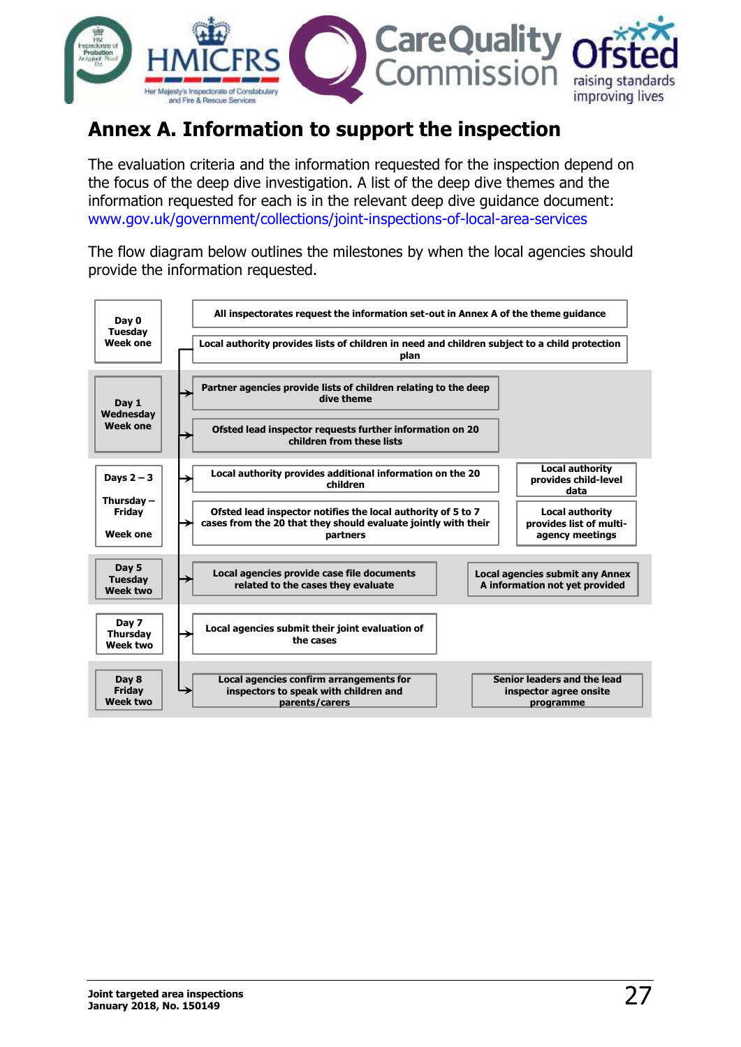# Annex A. Information to support the inspection

The evaluation criteria and the information requested for the inspection depend on the focus of the deep dive investigation. A list of the deep dive themes and the information requested for each is in the relevant deep dive guidance document: www.gov.uk/government/collections/joint-inspections-of-local-area-services

The flow diagram below outlines the milestones by when the local agencies should provide the information requested.

| Day | Milestones | |
|---|---|---|
| **Day 0 Tuesday Week one** | **All inspectorates request the information set-out in Annex A of the theme guidance** | |
| | **Local authority provides lists of children in need and children subject to a child protection plan** | |
| **Day 1 Wednesday Week one** | **Partner agencies provide lists of children relating to the deep dive theme** | |
| | **Ofsted lead inspector requests further information on 20 children from these lists** | |
| **Days 2 – 3 Thursday – Friday Week one** | **Local authority provides additional information on the 20 children** | **Local authority provides child-level data** |
| | **Ofsted lead inspector notifies the local authority of 5 to 7 cases from the 20 that they should evaluate jointly with their partners** | **Local authority provides list of multi-agency meetings** |
| **Day 5 Tuesday Week two** | **Local agencies provide case file documents related to the cases they evaluate** | **Local agencies submit any Annex A information not yet provided** |
| **Day 7 Thursday Week two** | **Local agencies submit their joint evaluation of the cases** | |
| **Day 8 Friday Week two** | **Local agencies confirm arrangements for inspectors to speak with children and parents/carers** | **Senior leaders and the lead inspector agree onsite programme** |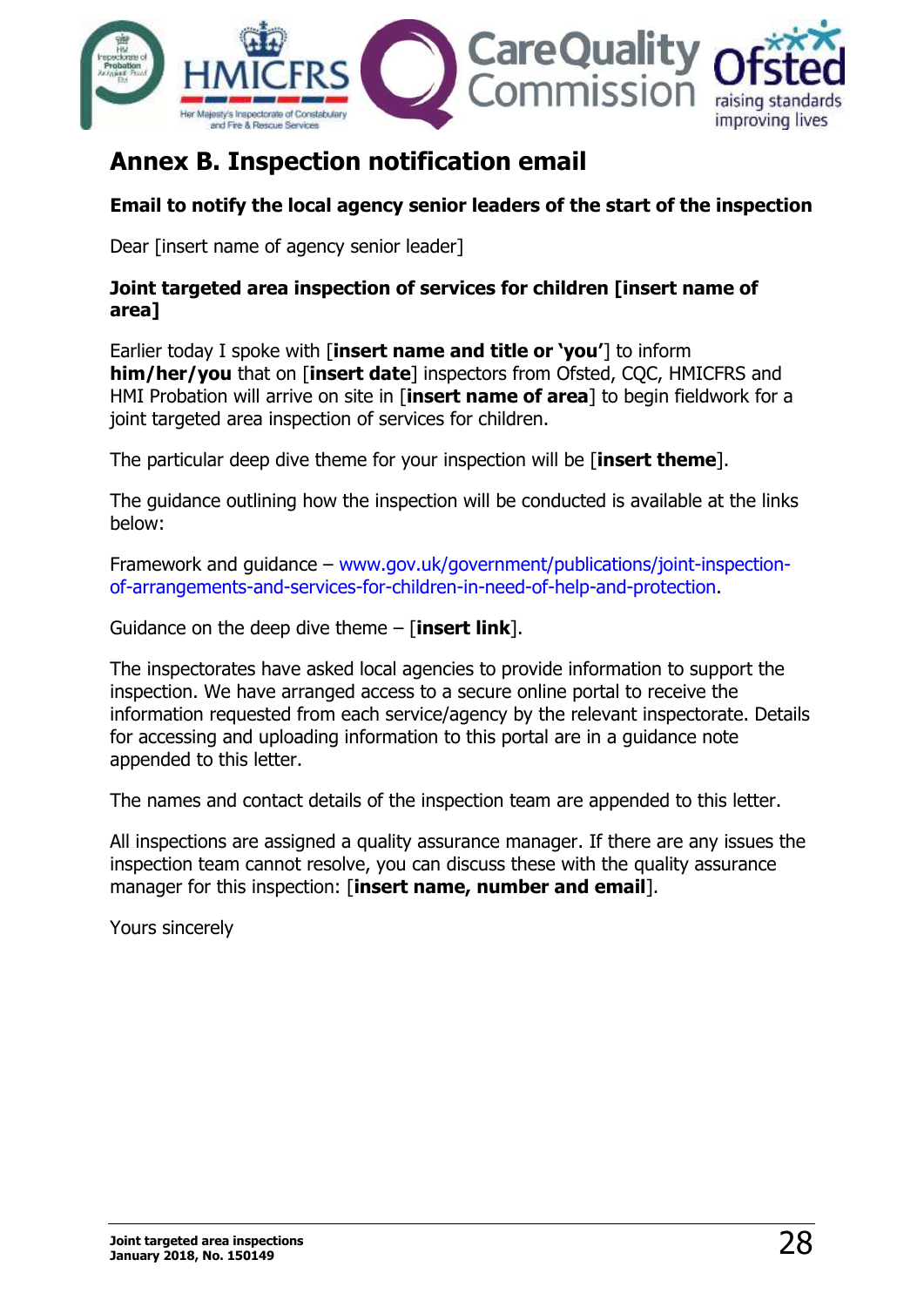# Annex B. Inspection notification email

**Email to notify the local agency senior leaders of the start of the inspection**

Dear [insert name of agency senior leader]

**Joint targeted area inspection of services for children [insert name of area]**

Earlier today I spoke with [**insert name and title or 'you'**] to inform **him/her/you** that on [**insert date**] inspectors from Ofsted, CQC, HMICFRS and HMI Probation will arrive on site in [**insert name of area**] to begin fieldwork for a joint targeted area inspection of services for children.

The particular deep dive theme for your inspection will be [**insert theme**].

The guidance outlining how the inspection will be conducted is available at the links below:

Framework and guidance – www.gov.uk/government/publications/joint-inspection-of-arrangements-and-services-for-children-in-need-of-help-and-protection.

Guidance on the deep dive theme – [**insert link**].

The inspectorates have asked local agencies to provide information to support the inspection. We have arranged access to a secure online portal to receive the information requested from each service/agency by the relevant inspectorate. Details for accessing and uploading information to this portal are in a guidance note appended to this letter.

The names and contact details of the inspection team are appended to this letter.

All inspections are assigned a quality assurance manager. If there are any issues the inspection team cannot resolve, you can discuss these with the quality assurance manager for this inspection: [**insert name, number and email**].

Yours sincerely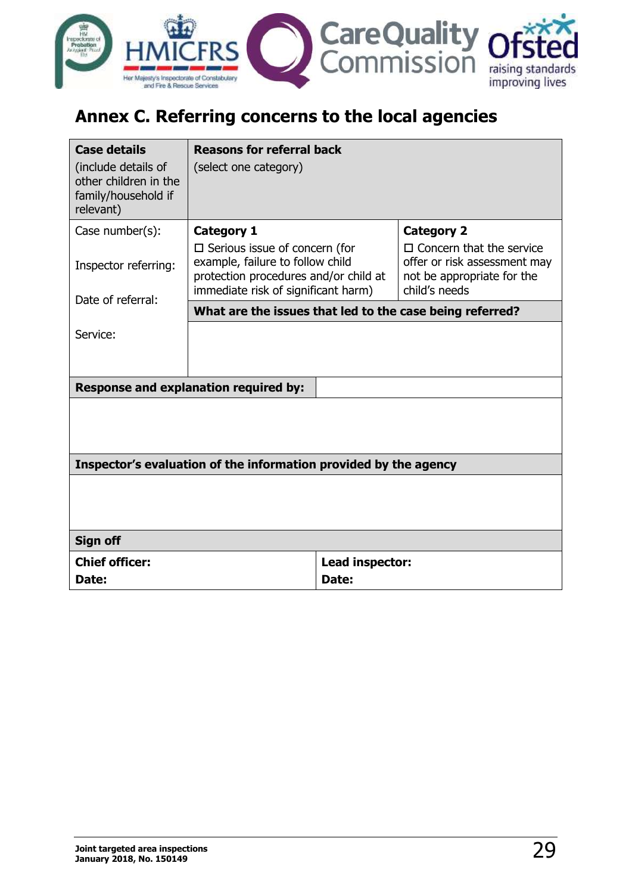# Annex C. Referring concerns to the local agencies

| **Case details** (include details of other children in the family/household if relevant) | **Reasons for referral back** (select one category) | |
|---|---|---|
| Case number(s):<br><br>Inspector referring:<br><br>Date of referral:<br><br>Service: | **Category 1**<br>☐ Serious issue of concern (for example, failure to follow child protection procedures and/or child at immediate risk of significant harm) | **Category 2**<br>☐ Concern that the service offer or risk assessment may not be appropriate for the child's needs |
| | **What are the issues that led to the case being referred?** | |
| | | |
| **Response and explanation required by:** | | |
| | | |
| **Inspector's evaluation of the information provided by the agency** | | |
| | | |
| **Sign off** | | |
| **Chief officer:**<br>**Date:** | **Lead inspector:**<br>**Date:** | |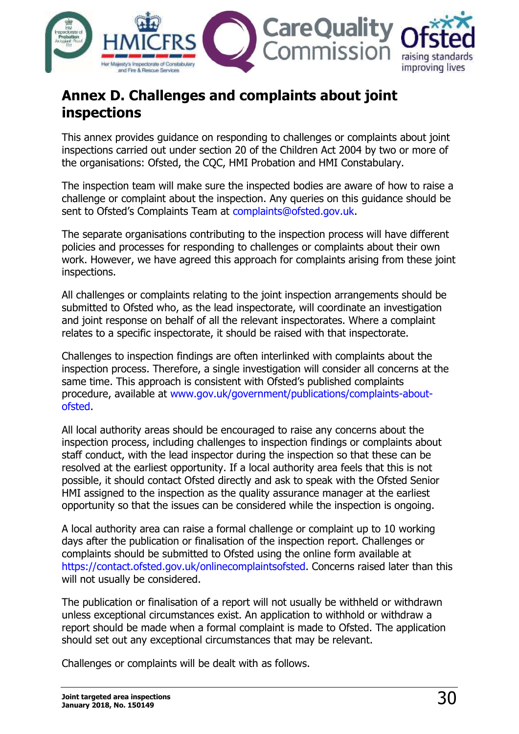# Annex D. Challenges and complaints about joint inspections

This annex provides guidance on responding to challenges or complaints about joint inspections carried out under section 20 of the Children Act 2004 by two or more of the organisations: Ofsted, the CQC, HMI Probation and HMI Constabulary.

The inspection team will make sure the inspected bodies are aware of how to raise a challenge or complaint about the inspection. Any queries on this guidance should be sent to Ofsted's Complaints Team at complaints@ofsted.gov.uk.

The separate organisations contributing to the inspection process will have different policies and processes for responding to challenges or complaints about their own work. However, we have agreed this approach for complaints arising from these joint inspections.

All challenges or complaints relating to the joint inspection arrangements should be submitted to Ofsted who, as the lead inspectorate, will coordinate an investigation and joint response on behalf of all the relevant inspectorates. Where a complaint relates to a specific inspectorate, it should be raised with that inspectorate.

Challenges to inspection findings are often interlinked with complaints about the inspection process. Therefore, a single investigation will consider all concerns at the same time. This approach is consistent with Ofsted's published complaints procedure, available at www.gov.uk/government/publications/complaints-about-ofsted.

All local authority areas should be encouraged to raise any concerns about the inspection process, including challenges to inspection findings or complaints about staff conduct, with the lead inspector during the inspection so that these can be resolved at the earliest opportunity. If a local authority area feels that this is not possible, it should contact Ofsted directly and ask to speak with the Ofsted Senior HMI assigned to the inspection as the quality assurance manager at the earliest opportunity so that the issues can be considered while the inspection is ongoing.

A local authority area can raise a formal challenge or complaint up to 10 working days after the publication or finalisation of the inspection report. Challenges or complaints should be submitted to Ofsted using the online form available at https://contact.ofsted.gov.uk/onlinecomplaintsofsted. Concerns raised later than this will not usually be considered.

The publication or finalisation of a report will not usually be withheld or withdrawn unless exceptional circumstances exist. An application to withhold or withdraw a report should be made when a formal complaint is made to Ofsted. The application should set out any exceptional circumstances that may be relevant.

Challenges or complaints will be dealt with as follows.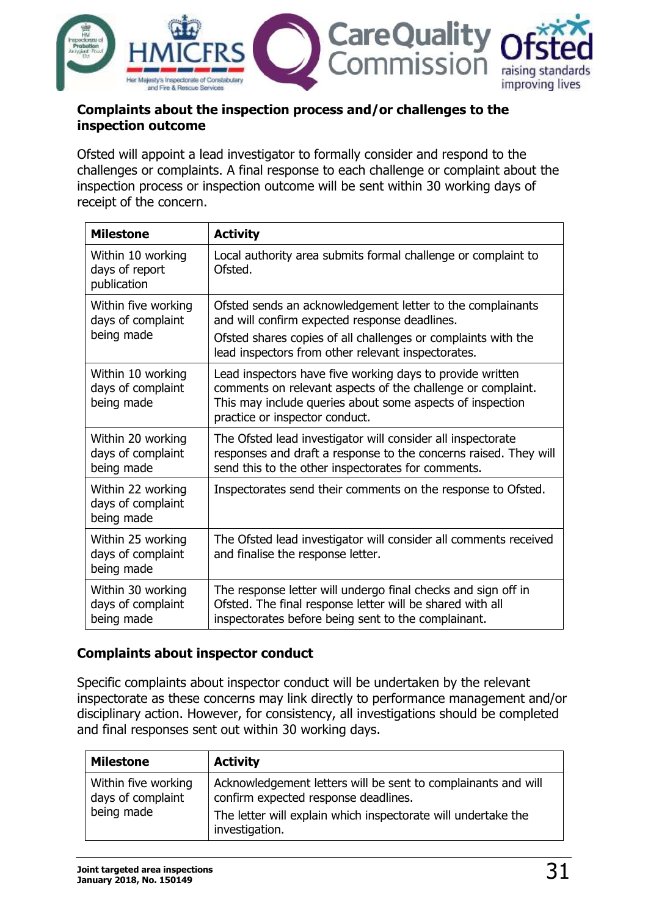**Complaints about the inspection process and/or challenges to the inspection outcome**

Ofsted will appoint a lead investigator to formally consider and respond to the challenges or complaints. A final response to each challenge or complaint about the inspection process or inspection outcome will be sent within 30 working days of receipt of the concern.

| Milestone | Activity |
|---|---|
| Within 10 working days of report publication | Local authority area submits formal challenge or complaint to Ofsted. |
| Within five working days of complaint being made | Ofsted sends an acknowledgement letter to the complainants and will confirm expected response deadlines.<br>Ofsted shares copies of all challenges or complaints with the lead inspectors from other relevant inspectorates. |
| Within 10 working days of complaint being made | Lead inspectors have five working days to provide written comments on relevant aspects of the challenge or complaint. This may include queries about some aspects of inspection practice or inspector conduct. |
| Within 20 working days of complaint being made | The Ofsted lead investigator will consider all inspectorate responses and draft a response to the concerns raised. They will send this to the other inspectorates for comments. |
| Within 22 working days of complaint being made | Inspectorates send their comments on the response to Ofsted. |
| Within 25 working days of complaint being made | The Ofsted lead investigator will consider all comments received and finalise the response letter. |
| Within 30 working days of complaint being made | The response letter will undergo final checks and sign off in Ofsted. The final response letter will be shared with all inspectorates before being sent to the complainant. |

**Complaints about inspector conduct**

Specific complaints about inspector conduct will be undertaken by the relevant inspectorate as these concerns may link directly to performance management and/or disciplinary action. However, for consistency, all investigations should be completed and final responses sent out within 30 working days.

| Milestone | Activity |
|---|---|
| Within five working days of complaint being made | Acknowledgement letters will be sent to complainants and will confirm expected response deadlines.<br>The letter will explain which inspectorate will undertake the investigation. |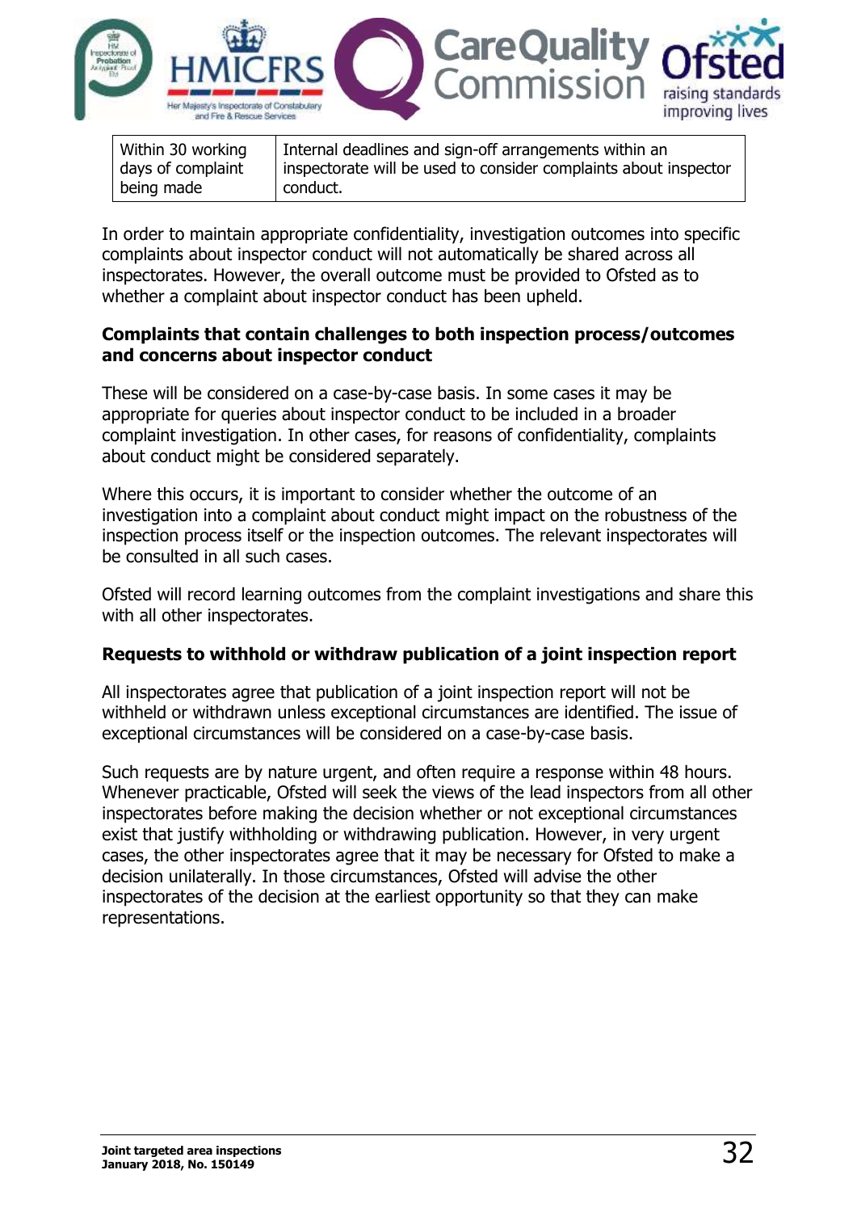| Within 30 working days of complaint being made | Internal deadlines and sign-off arrangements within an inspectorate will be used to consider complaints about inspector conduct. |
|---|---|

In order to maintain appropriate confidentiality, investigation outcomes into specific complaints about inspector conduct will not automatically be shared across all inspectorates. However, the overall outcome must be provided to Ofsted as to whether a complaint about inspector conduct has been upheld.

**Complaints that contain challenges to both inspection process/outcomes and concerns about inspector conduct**

These will be considered on a case-by-case basis. In some cases it may be appropriate for queries about inspector conduct to be included in a broader complaint investigation. In other cases, for reasons of confidentiality, complaints about conduct might be considered separately.

Where this occurs, it is important to consider whether the outcome of an investigation into a complaint about conduct might impact on the robustness of the inspection process itself or the inspection outcomes. The relevant inspectorates will be consulted in all such cases.

Ofsted will record learning outcomes from the complaint investigations and share this with all other inspectorates.

**Requests to withhold or withdraw publication of a joint inspection report**

All inspectorates agree that publication of a joint inspection report will not be withheld or withdrawn unless exceptional circumstances are identified. The issue of exceptional circumstances will be considered on a case-by-case basis.

Such requests are by nature urgent, and often require a response within 48 hours. Whenever practicable, Ofsted will seek the views of the lead inspectors from all other inspectorates before making the decision whether or not exceptional circumstances exist that justify withholding or withdrawing publication. However, in very urgent cases, the other inspectorates agree that it may be necessary for Ofsted to make a decision unilaterally. In those circumstances, Ofsted will advise the other inspectorates of the decision at the earliest opportunity so that they can make representations.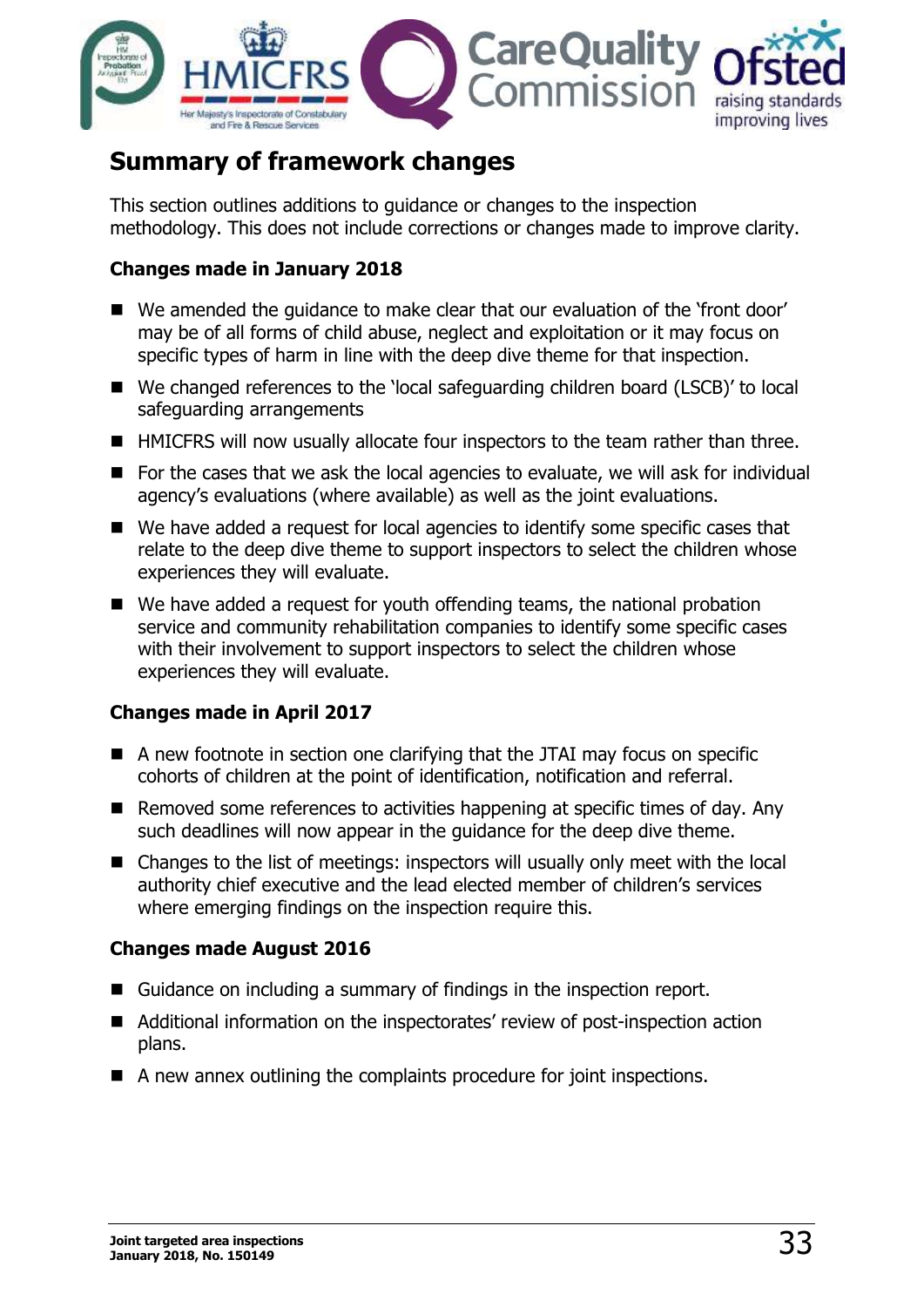## Summary of framework changes

This section outlines additions to guidance or changes to the inspection methodology. This does not include corrections or changes made to improve clarity.

**Changes made in January 2018**

- We amended the guidance to make clear that our evaluation of the 'front door' may be of all forms of child abuse, neglect and exploitation or it may focus on specific types of harm in line with the deep dive theme for that inspection.
- We changed references to the 'local safeguarding children board (LSCB)' to local safeguarding arrangements
- HMICFRS will now usually allocate four inspectors to the team rather than three.
- For the cases that we ask the local agencies to evaluate, we will ask for individual agency's evaluations (where available) as well as the joint evaluations.
- We have added a request for local agencies to identify some specific cases that relate to the deep dive theme to support inspectors to select the children whose experiences they will evaluate.
- We have added a request for youth offending teams, the national probation service and community rehabilitation companies to identify some specific cases with their involvement to support inspectors to select the children whose experiences they will evaluate.

**Changes made in April 2017**

- A new footnote in section one clarifying that the JTAI may focus on specific cohorts of children at the point of identification, notification and referral.
- Removed some references to activities happening at specific times of day. Any such deadlines will now appear in the guidance for the deep dive theme.
- Changes to the list of meetings: inspectors will usually only meet with the local authority chief executive and the lead elected member of children's services where emerging findings on the inspection require this.

**Changes made August 2016**

- Guidance on including a summary of findings in the inspection report.
- Additional information on the inspectorates' review of post-inspection action plans.
- A new annex outlining the complaints procedure for joint inspections.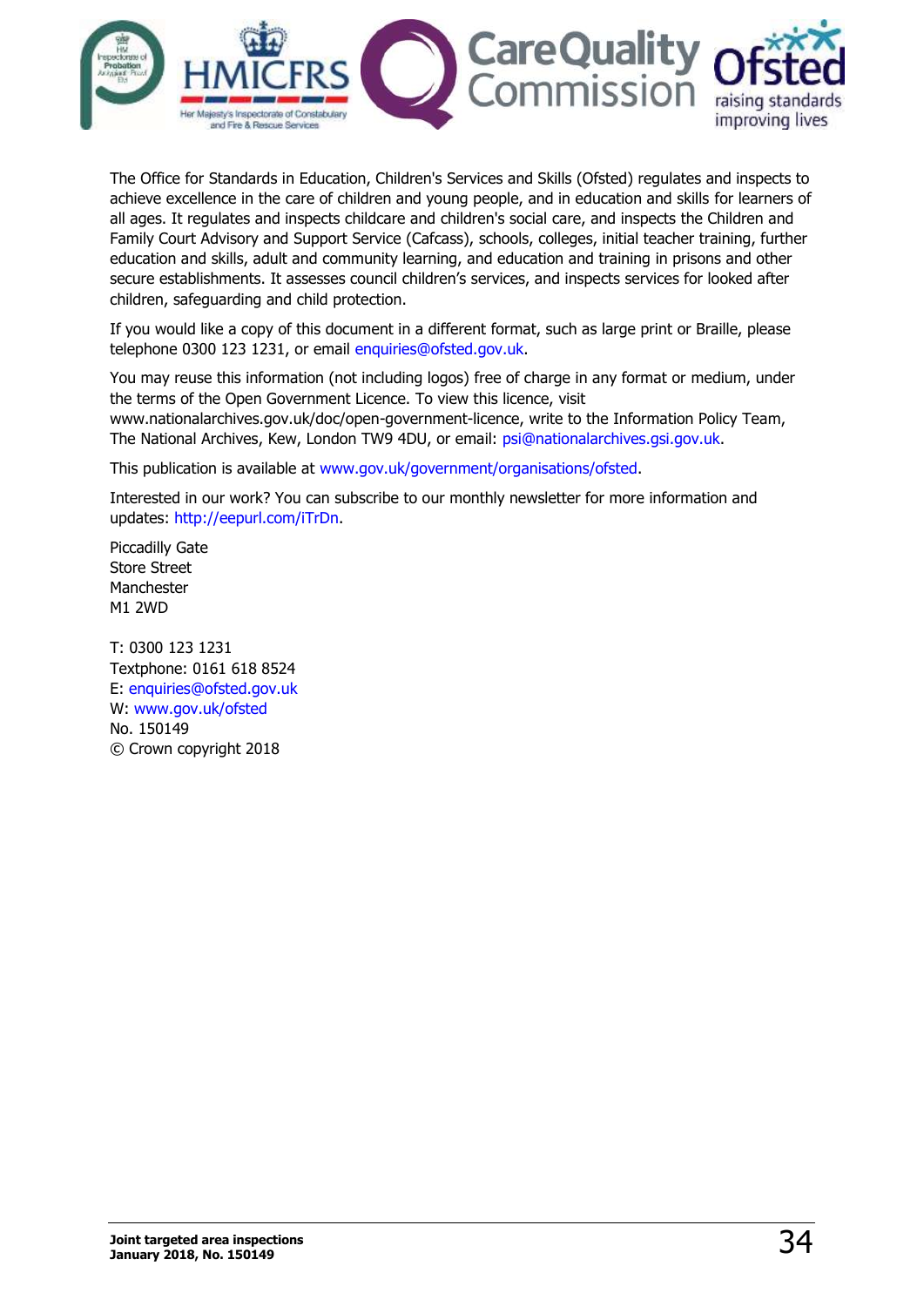The Office for Standards in Education, Children's Services and Skills (Ofsted) regulates and inspects to achieve excellence in the care of children and young people, and in education and skills for learners of all ages. It regulates and inspects childcare and children's social care, and inspects the Children and Family Court Advisory and Support Service (Cafcass), schools, colleges, initial teacher training, further education and skills, adult and community learning, and education and training in prisons and other secure establishments. It assesses council children's services, and inspects services for looked after children, safeguarding and child protection.

If you would like a copy of this document in a different format, such as large print or Braille, please telephone 0300 123 1231, or email enquiries@ofsted.gov.uk.

You may reuse this information (not including logos) free of charge in any format or medium, under the terms of the Open Government Licence. To view this licence, visit www.nationalarchives.gov.uk/doc/open-government-licence, write to the Information Policy Team, The National Archives, Kew, London TW9 4DU, or email: psi@nationalarchives.gsi.gov.uk.

This publication is available at www.gov.uk/government/organisations/ofsted.

Interested in our work? You can subscribe to our monthly newsletter for more information and updates: http://eepurl.com/iTrDn.

Piccadilly Gate
Store Street
Manchester
M1 2WD

T: 0300 123 1231
Textphone: 0161 618 8524
E: enquiries@ofsted.gov.uk
W: www.gov.uk/ofsted
No. 150149
© Crown copyright 2018